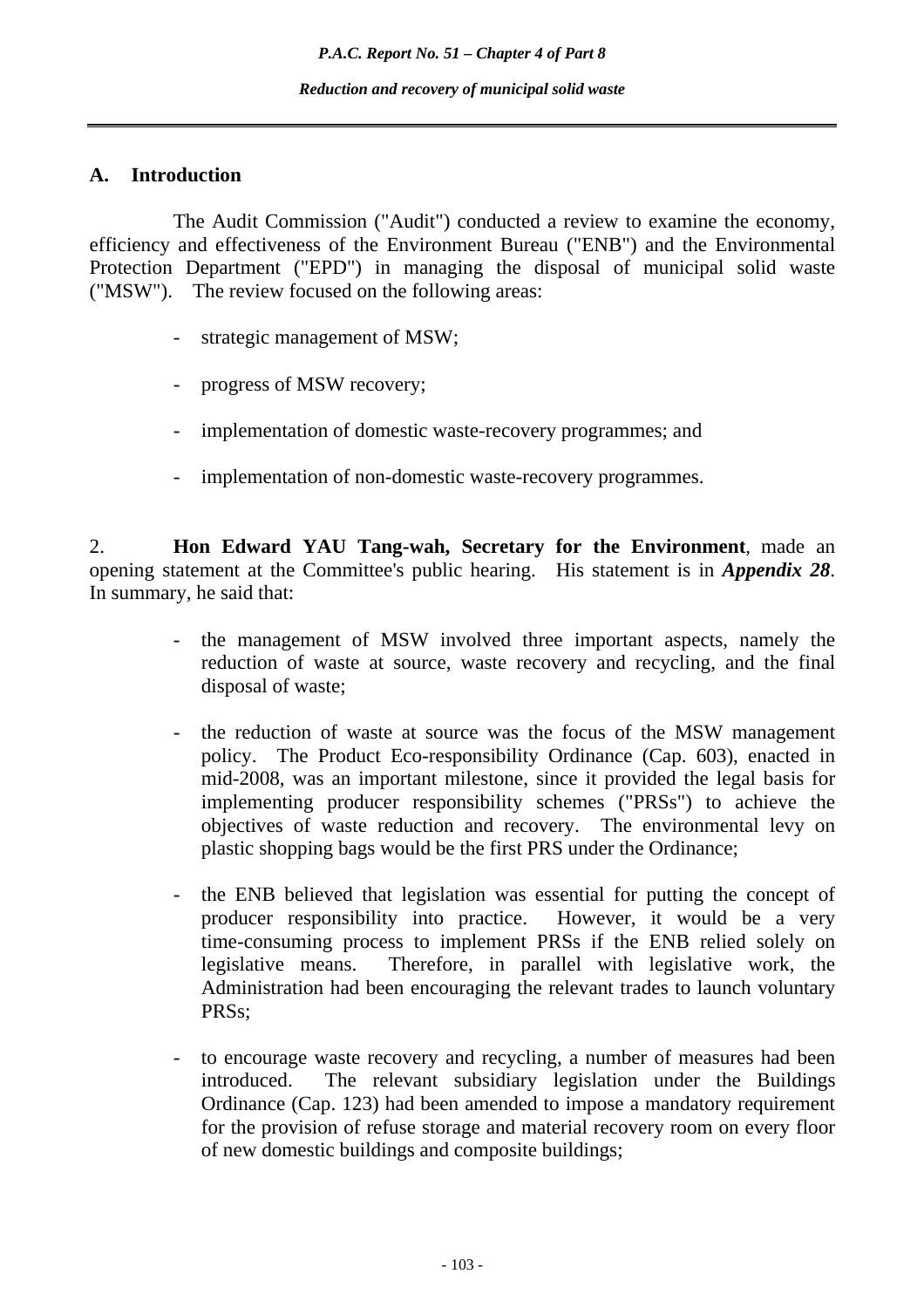## A. Introduction

The Audit Commission ("Audit") conducted a review to examine the economy, efficiency and effectiveness of the Environment Bureau ("ENB") and the Environmental Protection Department ("EPD") in managing the disposal of municipal solid waste ("MSW"). The review focused on the following areas:

- strategic management of MSW;
- progress of MSW recovery;
- implementation of domestic waste-recovery programmes; and
- implementation of non-domestic waste-recovery programmes.

2. **Hon Edward YAU Tang-wah, Secretary for the Environment**, made an opening statement at the Committee's public hearing. His statement is in ***Appendix 28***. In summary, he said that:

- the management of MSW involved three important aspects, namely the reduction of waste at source, waste recovery and recycling, and the final disposal of waste;
- the reduction of waste at source was the focus of the MSW management policy. The Product Eco-responsibility Ordinance (Cap. 603), enacted in mid-2008, was an important milestone, since it provided the legal basis for implementing producer responsibility schemes ("PRSs") to achieve the objectives of waste reduction and recovery. The environmental levy on plastic shopping bags would be the first PRS under the Ordinance;
- the ENB believed that legislation was essential for putting the concept of producer responsibility into practice. However, it would be a very time-consuming process to implement PRSs if the ENB relied solely on legislative means. Therefore, in parallel with legislative work, the Administration had been encouraging the relevant trades to launch voluntary PRSs;
- to encourage waste recovery and recycling, a number of measures had been introduced. The relevant subsidiary legislation under the Buildings Ordinance (Cap. 123) had been amended to impose a mandatory requirement for the provision of refuse storage and material recovery room on every floor of new domestic buildings and composite buildings;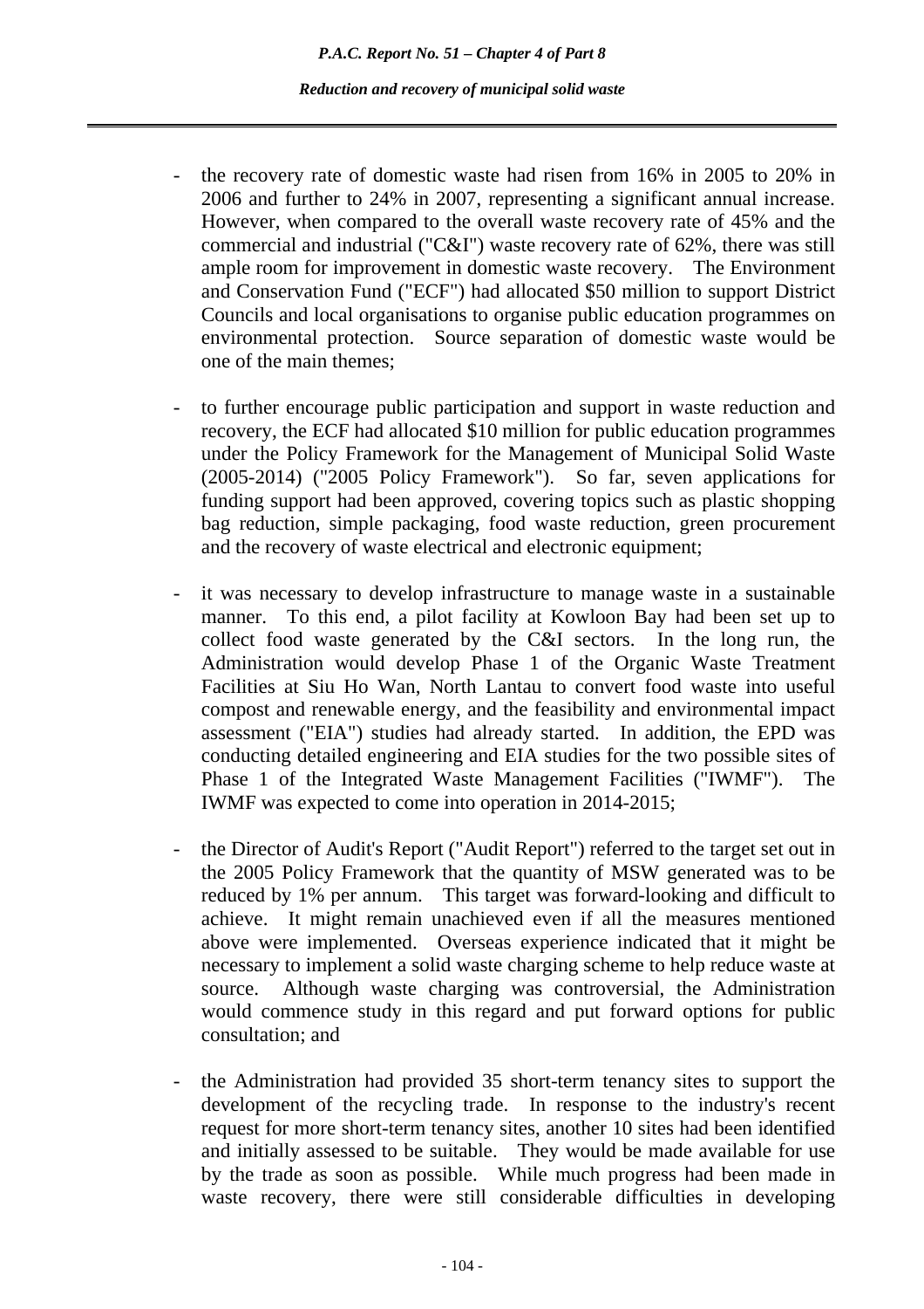- the recovery rate of domestic waste had risen from 16% in 2005 to 20% in 2006 and further to 24% in 2007, representing a significant annual increase. However, when compared to the overall waste recovery rate of 45% and the commercial and industrial ("C&I") waste recovery rate of 62%, there was still ample room for improvement in domestic waste recovery. The Environment and Conservation Fund ("ECF") had allocated $50 million to support District Councils and local organisations to organise public education programmes on environmental protection. Source separation of domestic waste would be one of the main themes;

- to further encourage public participation and support in waste reduction and recovery, the ECF had allocated $10 million for public education programmes under the Policy Framework for the Management of Municipal Solid Waste (2005-2014) ("2005 Policy Framework"). So far, seven applications for funding support had been approved, covering topics such as plastic shopping bag reduction, simple packaging, food waste reduction, green procurement and the recovery of waste electrical and electronic equipment;

- it was necessary to develop infrastructure to manage waste in a sustainable manner. To this end, a pilot facility at Kowloon Bay had been set up to collect food waste generated by the C&I sectors. In the long run, the Administration would develop Phase 1 of the Organic Waste Treatment Facilities at Siu Ho Wan, North Lantau to convert food waste into useful compost and renewable energy, and the feasibility and environmental impact assessment ("EIA") studies had already started. In addition, the EPD was conducting detailed engineering and EIA studies for the two possible sites of Phase 1 of the Integrated Waste Management Facilities ("IWMF"). The IWMF was expected to come into operation in 2014-2015;

- the Director of Audit's Report ("Audit Report") referred to the target set out in the 2005 Policy Framework that the quantity of MSW generated was to be reduced by 1% per annum. This target was forward-looking and difficult to achieve. It might remain unachieved even if all the measures mentioned above were implemented. Overseas experience indicated that it might be necessary to implement a solid waste charging scheme to help reduce waste at source. Although waste charging was controversial, the Administration would commence study in this regard and put forward options for public consultation; and

- the Administration had provided 35 short-term tenancy sites to support the development of the recycling trade. In response to the industry's recent request for more short-term tenancy sites, another 10 sites had been identified and initially assessed to be suitable. They would be made available for use by the trade as soon as possible. While much progress had been made in waste recovery, there were still considerable difficulties in developing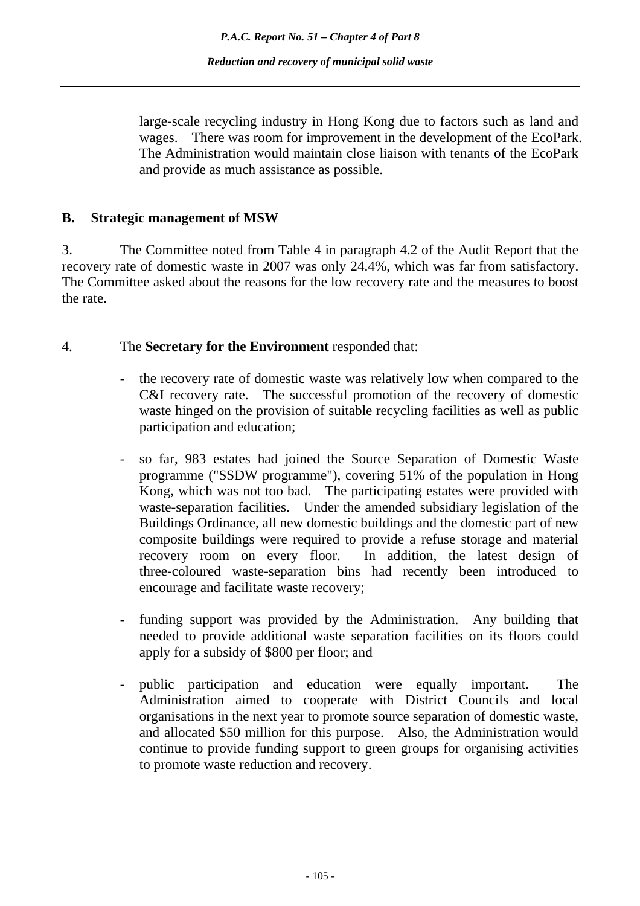large-scale recycling industry in Hong Kong due to factors such as land and wages. There was room for improvement in the development of the EcoPark. The Administration would maintain close liaison with tenants of the EcoPark and provide as much assistance as possible.

## B. Strategic management of MSW

3. The Committee noted from Table 4 in paragraph 4.2 of the Audit Report that the recovery rate of domestic waste in 2007 was only 24.4%, which was far from satisfactory. The Committee asked about the reasons for the low recovery rate and the measures to boost the rate.

4. The **Secretary for the Environment** responded that:

- the recovery rate of domestic waste was relatively low when compared to the C&I recovery rate. The successful promotion of the recovery of domestic waste hinged on the provision of suitable recycling facilities as well as public participation and education;

- so far, 983 estates had joined the Source Separation of Domestic Waste programme ("SSDW programme"), covering 51% of the population in Hong Kong, which was not too bad. The participating estates were provided with waste-separation facilities. Under the amended subsidiary legislation of the Buildings Ordinance, all new domestic buildings and the domestic part of new composite buildings were required to provide a refuse storage and material recovery room on every floor. In addition, the latest design of three-coloured waste-separation bins had recently been introduced to encourage and facilitate waste recovery;

- funding support was provided by the Administration. Any building that needed to provide additional waste separation facilities on its floors could apply for a subsidy of $800 per floor; and

- public participation and education were equally important. The Administration aimed to cooperate with District Councils and local organisations in the next year to promote source separation of domestic waste, and allocated $50 million for this purpose. Also, the Administration would continue to provide funding support to green groups for organising activities to promote waste reduction and recovery.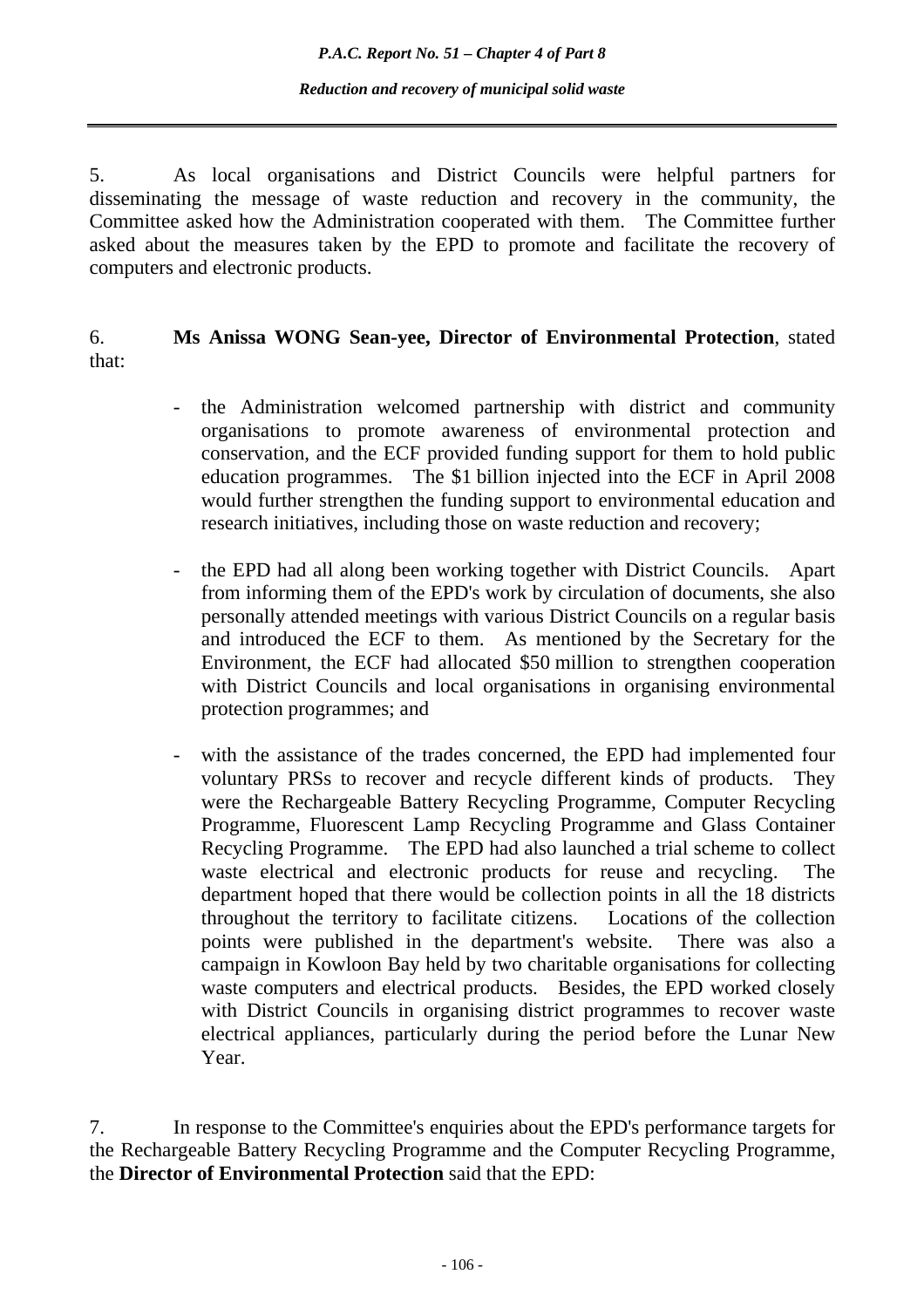5. As local organisations and District Councils were helpful partners for disseminating the message of waste reduction and recovery in the community, the Committee asked how the Administration cooperated with them. The Committee further asked about the measures taken by the EPD to promote and facilitate the recovery of computers and electronic products.

6. **Ms Anissa WONG Sean-yee, Director of Environmental Protection**, stated that:

- the Administration welcomed partnership with district and community organisations to promote awareness of environmental protection and conservation, and the ECF provided funding support for them to hold public education programmes. The $1 billion injected into the ECF in April 2008 would further strengthen the funding support to environmental education and research initiatives, including those on waste reduction and recovery;

- the EPD had all along been working together with District Councils. Apart from informing them of the EPD's work by circulation of documents, she also personally attended meetings with various District Councils on a regular basis and introduced the ECF to them. As mentioned by the Secretary for the Environment, the ECF had allocated $50 million to strengthen cooperation with District Councils and local organisations in organising environmental protection programmes; and

- with the assistance of the trades concerned, the EPD had implemented four voluntary PRSs to recover and recycle different kinds of products. They were the Rechargeable Battery Recycling Programme, Computer Recycling Programme, Fluorescent Lamp Recycling Programme and Glass Container Recycling Programme. The EPD had also launched a trial scheme to collect waste electrical and electronic products for reuse and recycling. The department hoped that there would be collection points in all the 18 districts throughout the territory to facilitate citizens. Locations of the collection points were published in the department's website. There was also a campaign in Kowloon Bay held by two charitable organisations for collecting waste computers and electrical products. Besides, the EPD worked closely with District Councils in organising district programmes to recover waste electrical appliances, particularly during the period before the Lunar New Year.

7. In response to the Committee's enquiries about the EPD's performance targets for the Rechargeable Battery Recycling Programme and the Computer Recycling Programme, the **Director of Environmental Protection** said that the EPD: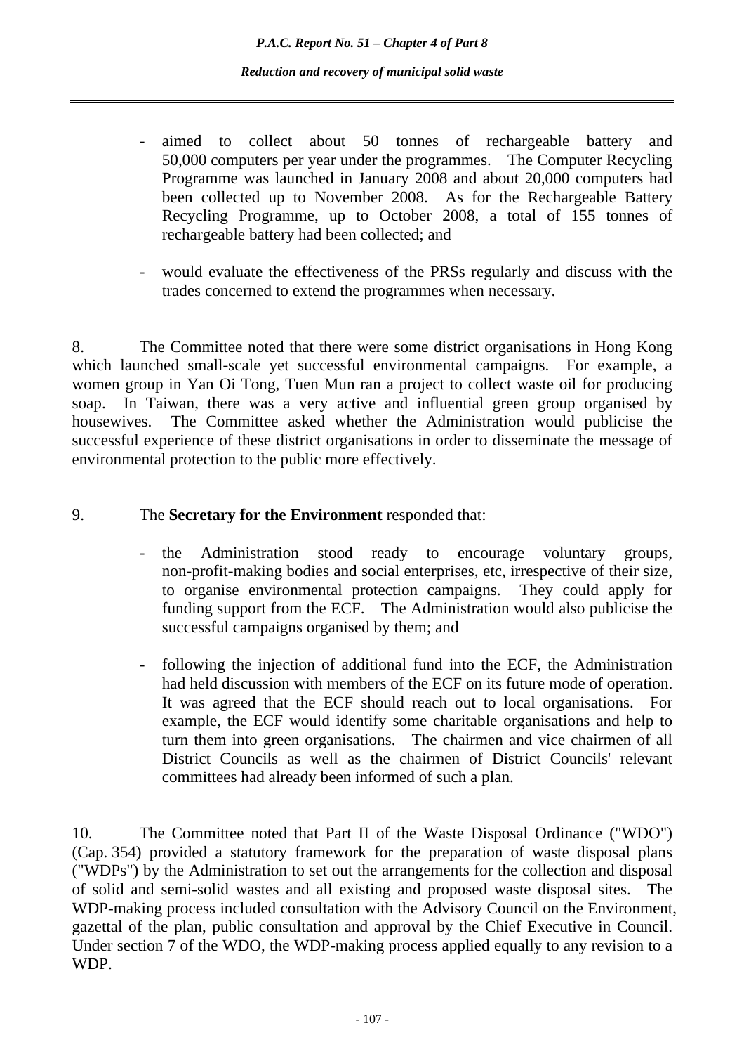- aimed to collect about 50 tonnes of rechargeable battery and 50,000 computers per year under the programmes. The Computer Recycling Programme was launched in January 2008 and about 20,000 computers had been collected up to November 2008. As for the Rechargeable Battery Recycling Programme, up to October 2008, a total of 155 tonnes of rechargeable battery had been collected; and

- would evaluate the effectiveness of the PRSs regularly and discuss with the trades concerned to extend the programmes when necessary.

8. The Committee noted that there were some district organisations in Hong Kong which launched small-scale yet successful environmental campaigns. For example, a women group in Yan Oi Tong, Tuen Mun ran a project to collect waste oil for producing soap. In Taiwan, there was a very active and influential green group organised by housewives. The Committee asked whether the Administration would publicise the successful experience of these district organisations in order to disseminate the message of environmental protection to the public more effectively.

9. The **Secretary for the Environment** responded that:

- the Administration stood ready to encourage voluntary groups, non-profit-making bodies and social enterprises, etc, irrespective of their size, to organise environmental protection campaigns. They could apply for funding support from the ECF. The Administration would also publicise the successful campaigns organised by them; and

- following the injection of additional fund into the ECF, the Administration had held discussion with members of the ECF on its future mode of operation. It was agreed that the ECF should reach out to local organisations. For example, the ECF would identify some charitable organisations and help to turn them into green organisations. The chairmen and vice chairmen of all District Councils as well as the chairmen of District Councils' relevant committees had already been informed of such a plan.

10. The Committee noted that Part II of the Waste Disposal Ordinance ("WDO") (Cap. 354) provided a statutory framework for the preparation of waste disposal plans ("WDPs") by the Administration to set out the arrangements for the collection and disposal of solid and semi-solid wastes and all existing and proposed waste disposal sites. The WDP-making process included consultation with the Advisory Council on the Environment, gazettal of the plan, public consultation and approval by the Chief Executive in Council. Under section 7 of the WDO, the WDP-making process applied equally to any revision to a WDP.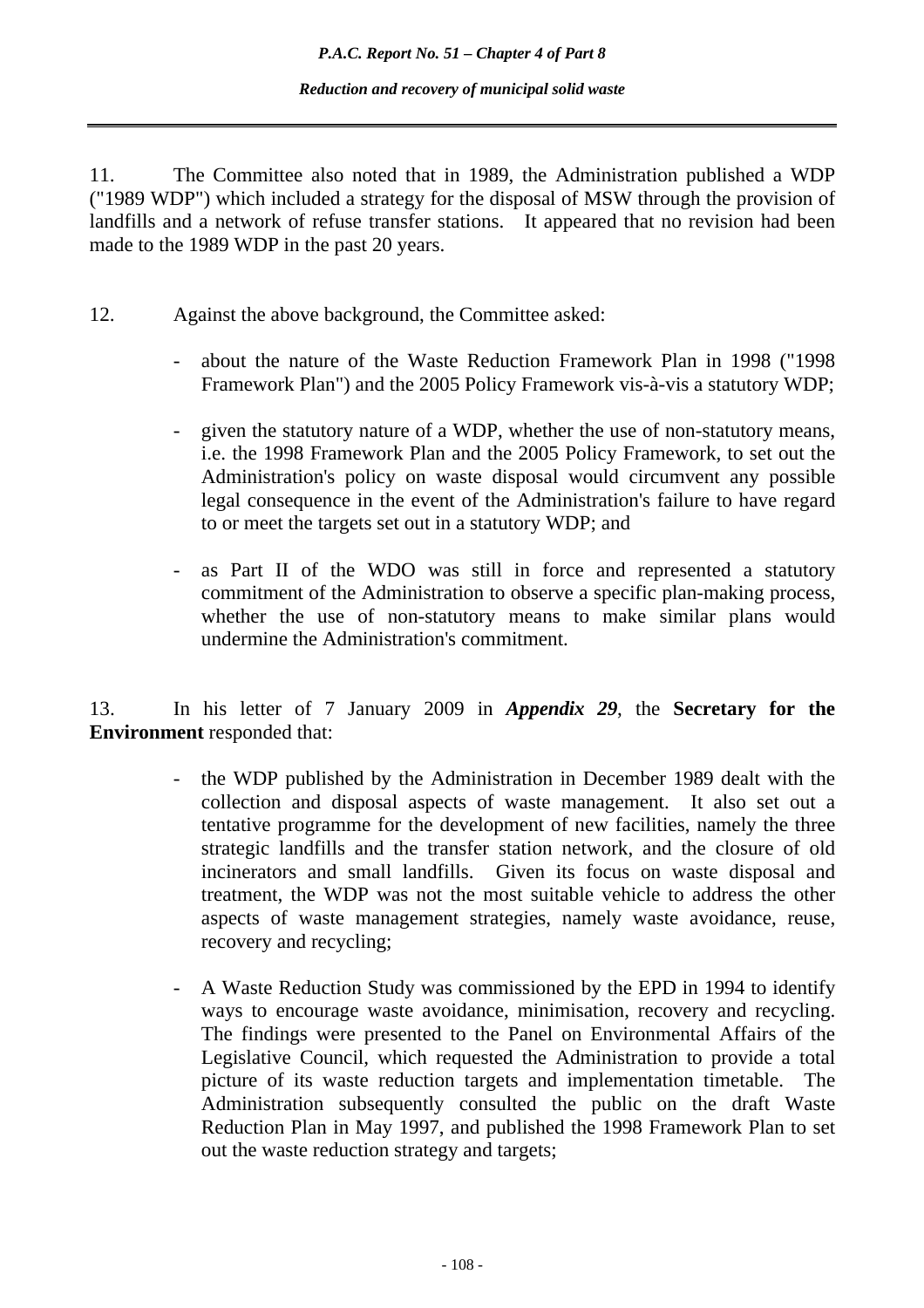11. The Committee also noted that in 1989, the Administration published a WDP ("1989 WDP") which included a strategy for the disposal of MSW through the provision of landfills and a network of refuse transfer stations. It appeared that no revision had been made to the 1989 WDP in the past 20 years.

12. Against the above background, the Committee asked:

- about the nature of the Waste Reduction Framework Plan in 1998 ("1998 Framework Plan") and the 2005 Policy Framework vis-à-vis a statutory WDP;

- given the statutory nature of a WDP, whether the use of non-statutory means, i.e. the 1998 Framework Plan and the 2005 Policy Framework, to set out the Administration's policy on waste disposal would circumvent any possible legal consequence in the event of the Administration's failure to have regard to or meet the targets set out in a statutory WDP; and

- as Part II of the WDO was still in force and represented a statutory commitment of the Administration to observe a specific plan-making process, whether the use of non-statutory means to make similar plans would undermine the Administration's commitment.

13. In his letter of 7 January 2009 in ***Appendix 29***, the **Secretary for the Environment** responded that:

- the WDP published by the Administration in December 1989 dealt with the collection and disposal aspects of waste management. It also set out a tentative programme for the development of new facilities, namely the three strategic landfills and the transfer station network, and the closure of old incinerators and small landfills. Given its focus on waste disposal and treatment, the WDP was not the most suitable vehicle to address the other aspects of waste management strategies, namely waste avoidance, reuse, recovery and recycling;

- A Waste Reduction Study was commissioned by the EPD in 1994 to identify ways to encourage waste avoidance, minimisation, recovery and recycling. The findings were presented to the Panel on Environmental Affairs of the Legislative Council, which requested the Administration to provide a total picture of its waste reduction targets and implementation timetable. The Administration subsequently consulted the public on the draft Waste Reduction Plan in May 1997, and published the 1998 Framework Plan to set out the waste reduction strategy and targets;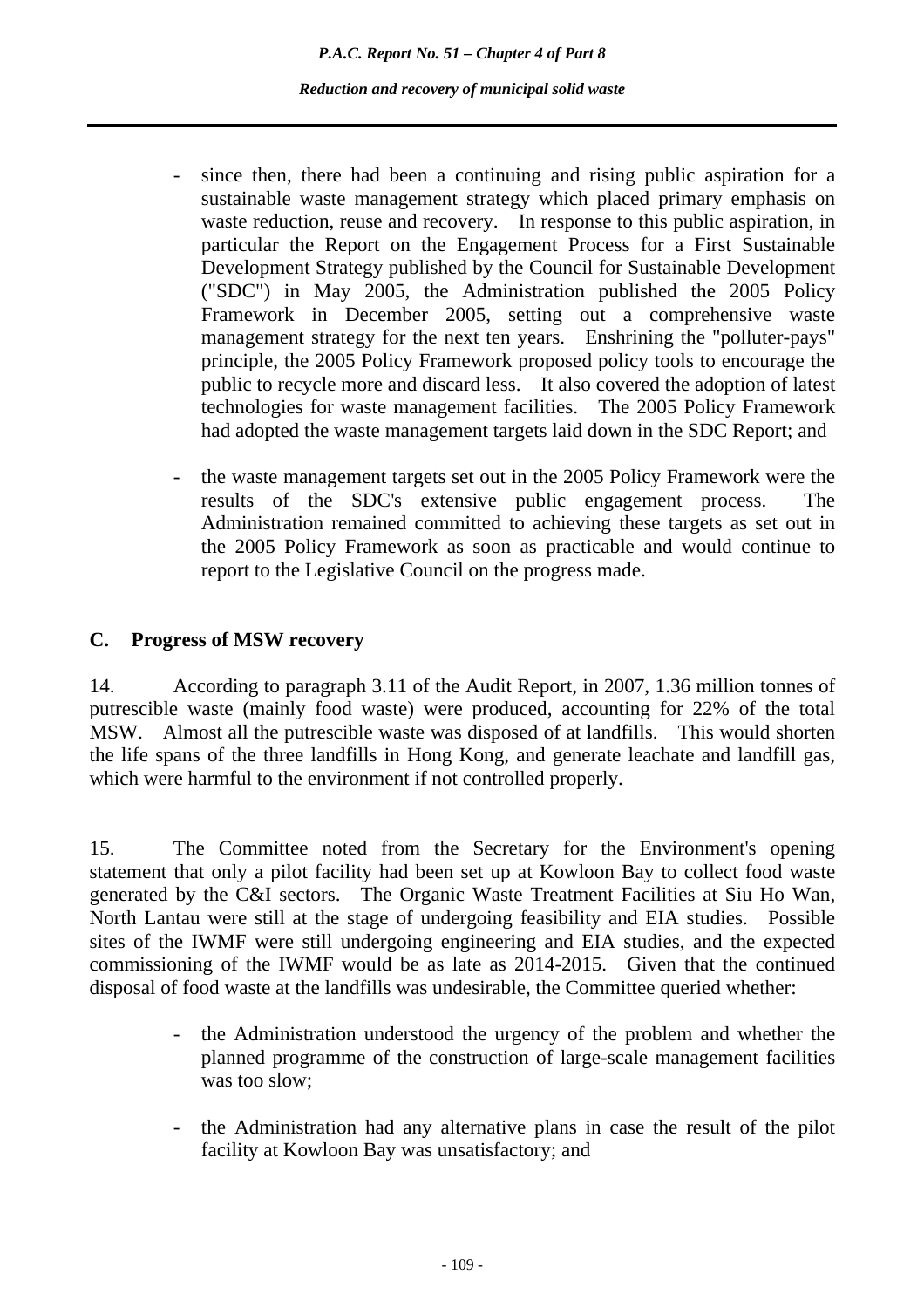- since then, there had been a continuing and rising public aspiration for a sustainable waste management strategy which placed primary emphasis on waste reduction, reuse and recovery. In response to this public aspiration, in particular the Report on the Engagement Process for a First Sustainable Development Strategy published by the Council for Sustainable Development ("SDC") in May 2005, the Administration published the 2005 Policy Framework in December 2005, setting out a comprehensive waste management strategy for the next ten years. Enshrining the "polluter-pays" principle, the 2005 Policy Framework proposed policy tools to encourage the public to recycle more and discard less. It also covered the adoption of latest technologies for waste management facilities. The 2005 Policy Framework had adopted the waste management targets laid down in the SDC Report; and

- the waste management targets set out in the 2005 Policy Framework were the results of the SDC's extensive public engagement process. The Administration remained committed to achieving these targets as set out in the 2005 Policy Framework as soon as practicable and would continue to report to the Legislative Council on the progress made.

## C. Progress of MSW recovery

14. According to paragraph 3.11 of the Audit Report, in 2007, 1.36 million tonnes of putrescible waste (mainly food waste) were produced, accounting for 22% of the total MSW. Almost all the putrescible waste was disposed of at landfills. This would shorten the life spans of the three landfills in Hong Kong, and generate leachate and landfill gas, which were harmful to the environment if not controlled properly.

15. The Committee noted from the Secretary for the Environment's opening statement that only a pilot facility had been set up at Kowloon Bay to collect food waste generated by the C&I sectors. The Organic Waste Treatment Facilities at Siu Ho Wan, North Lantau were still at the stage of undergoing feasibility and EIA studies. Possible sites of the IWMF were still undergoing engineering and EIA studies, and the expected commissioning of the IWMF would be as late as 2014-2015. Given that the continued disposal of food waste at the landfills was undesirable, the Committee queried whether:

- the Administration understood the urgency of the problem and whether the planned programme of the construction of large-scale management facilities was too slow;

- the Administration had any alternative plans in case the result of the pilot facility at Kowloon Bay was unsatisfactory; and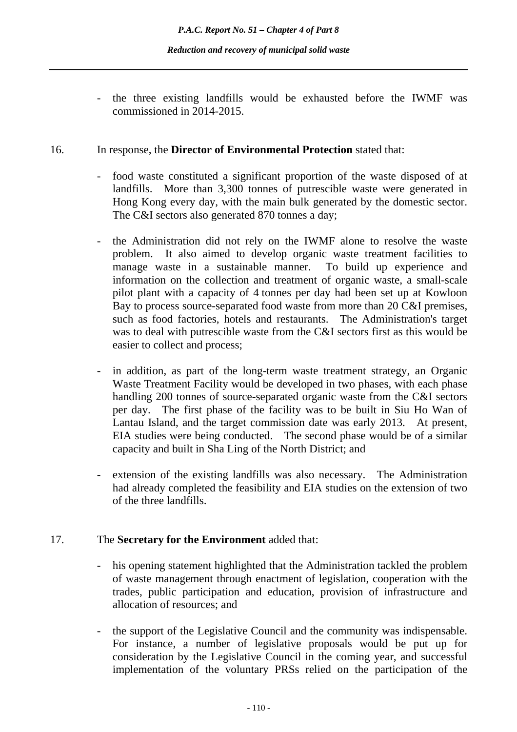- the three existing landfills would be exhausted before the IWMF was commissioned in 2014-2015.

16. In response, the **Director of Environmental Protection** stated that:

- food waste constituted a significant proportion of the waste disposed of at landfills. More than 3,300 tonnes of putrescible waste were generated in Hong Kong every day, with the main bulk generated by the domestic sector. The C&I sectors also generated 870 tonnes a day;

- the Administration did not rely on the IWMF alone to resolve the waste problem. It also aimed to develop organic waste treatment facilities to manage waste in a sustainable manner. To build up experience and information on the collection and treatment of organic waste, a small-scale pilot plant with a capacity of 4 tonnes per day had been set up at Kowloon Bay to process source-separated food waste from more than 20 C&I premises, such as food factories, hotels and restaurants. The Administration's target was to deal with putrescible waste from the C&I sectors first as this would be easier to collect and process;

- in addition, as part of the long-term waste treatment strategy, an Organic Waste Treatment Facility would be developed in two phases, with each phase handling 200 tonnes of source-separated organic waste from the C&I sectors per day. The first phase of the facility was to be built in Siu Ho Wan of Lantau Island, and the target commission date was early 2013. At present, EIA studies were being conducted. The second phase would be of a similar capacity and built in Sha Ling of the North District; and

- extension of the existing landfills was also necessary. The Administration had already completed the feasibility and EIA studies on the extension of two of the three landfills.

17. The **Secretary for the Environment** added that:

- his opening statement highlighted that the Administration tackled the problem of waste management through enactment of legislation, cooperation with the trades, public participation and education, provision of infrastructure and allocation of resources; and

- the support of the Legislative Council and the community was indispensable. For instance, a number of legislative proposals would be put up for consideration by the Legislative Council in the coming year, and successful implementation of the voluntary PRSs relied on the participation of the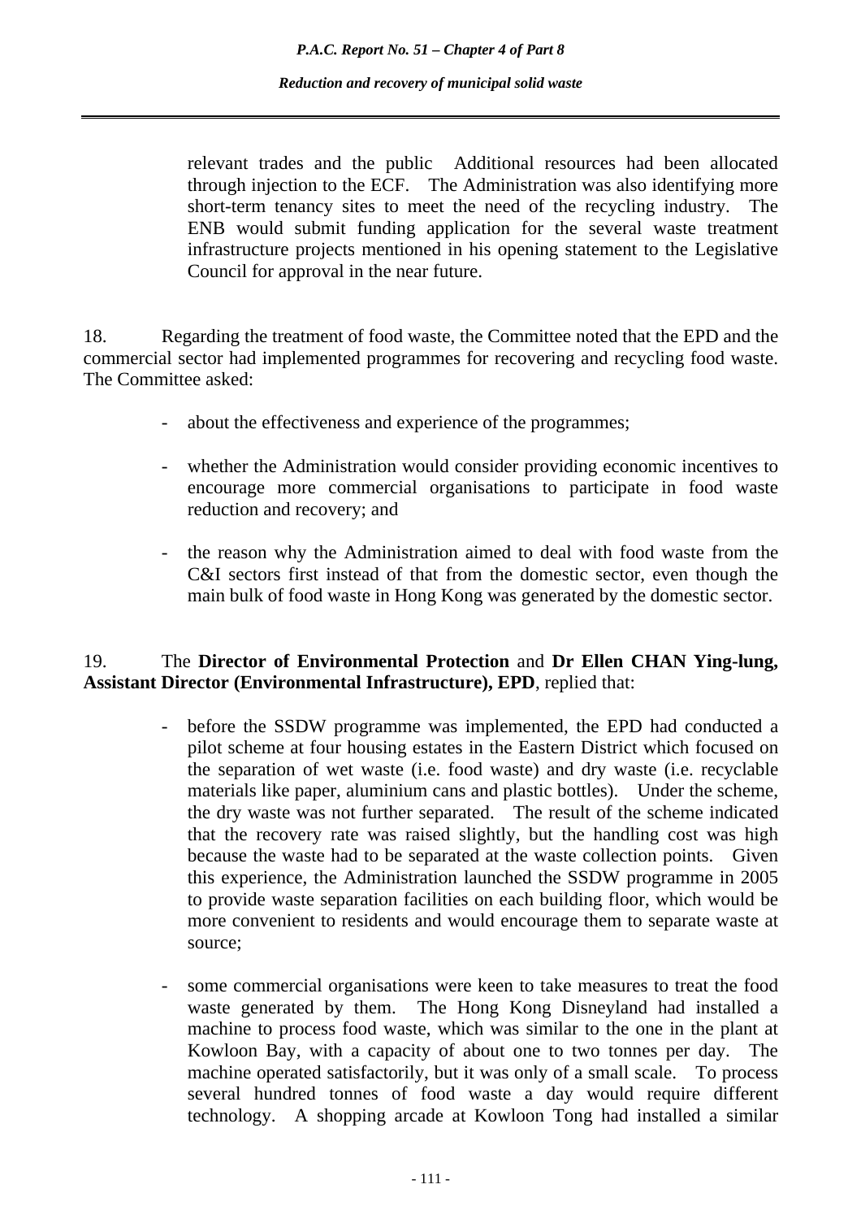relevant trades and the public  Additional resources had been allocated through injection to the ECF.  The Administration was also identifying more short-term tenancy sites to meet the need of the recycling industry.  The ENB would submit funding application for the several waste treatment infrastructure projects mentioned in his opening statement to the Legislative Council for approval in the near future.

18. Regarding the treatment of food waste, the Committee noted that the EPD and the commercial sector had implemented programmes for recovering and recycling food waste. The Committee asked:

- about the effectiveness and experience of the programmes;

- whether the Administration would consider providing economic incentives to encourage more commercial organisations to participate in food waste reduction and recovery; and

- the reason why the Administration aimed to deal with food waste from the C&I sectors first instead of that from the domestic sector, even though the main bulk of food waste in Hong Kong was generated by the domestic sector.

19. The **Director of Environmental Protection** and **Dr Ellen CHAN Ying-lung, Assistant Director (Environmental Infrastructure), EPD**, replied that:

- before the SSDW programme was implemented, the EPD had conducted a pilot scheme at four housing estates in the Eastern District which focused on the separation of wet waste (i.e. food waste) and dry waste (i.e. recyclable materials like paper, aluminium cans and plastic bottles).  Under the scheme, the dry waste was not further separated.  The result of the scheme indicated that the recovery rate was raised slightly, but the handling cost was high because the waste had to be separated at the waste collection points.  Given this experience, the Administration launched the SSDW programme in 2005 to provide waste separation facilities on each building floor, which would be more convenient to residents and would encourage them to separate waste at source;

- some commercial organisations were keen to take measures to treat the food waste generated by them.  The Hong Kong Disneyland had installed a machine to process food waste, which was similar to the one in the plant at Kowloon Bay, with a capacity of about one to two tonnes per day.  The machine operated satisfactorily, but it was only of a small scale.  To process several hundred tonnes of food waste a day would require different technology.  A shopping arcade at Kowloon Tong had installed a similar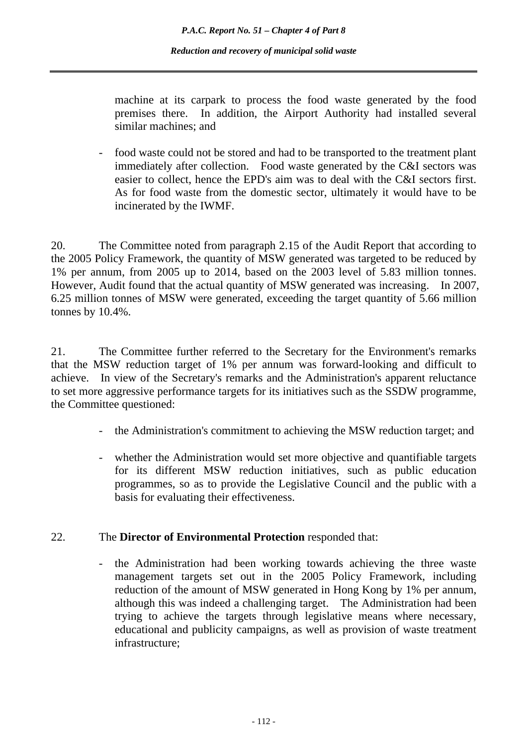machine at its carpark to process the food waste generated by the food premises there. In addition, the Airport Authority had installed several similar machines; and

- food waste could not be stored and had to be transported to the treatment plant immediately after collection. Food waste generated by the C&I sectors was easier to collect, hence the EPD's aim was to deal with the C&I sectors first. As for food waste from the domestic sector, ultimately it would have to be incinerated by the IWMF.

20. The Committee noted from paragraph 2.15 of the Audit Report that according to the 2005 Policy Framework, the quantity of MSW generated was targeted to be reduced by 1% per annum, from 2005 up to 2014, based on the 2003 level of 5.83 million tonnes. However, Audit found that the actual quantity of MSW generated was increasing. In 2007, 6.25 million tonnes of MSW were generated, exceeding the target quantity of 5.66 million tonnes by 10.4%.

21. The Committee further referred to the Secretary for the Environment's remarks that the MSW reduction target of 1% per annum was forward-looking and difficult to achieve. In view of the Secretary's remarks and the Administration's apparent reluctance to set more aggressive performance targets for its initiatives such as the SSDW programme, the Committee questioned:

- the Administration's commitment to achieving the MSW reduction target; and

- whether the Administration would set more objective and quantifiable targets for its different MSW reduction initiatives, such as public education programmes, so as to provide the Legislative Council and the public with a basis for evaluating their effectiveness.

22. The **Director of Environmental Protection** responded that:

- the Administration had been working towards achieving the three waste management targets set out in the 2005 Policy Framework, including reduction of the amount of MSW generated in Hong Kong by 1% per annum, although this was indeed a challenging target. The Administration had been trying to achieve the targets through legislative means where necessary, educational and publicity campaigns, as well as provision of waste treatment infrastructure;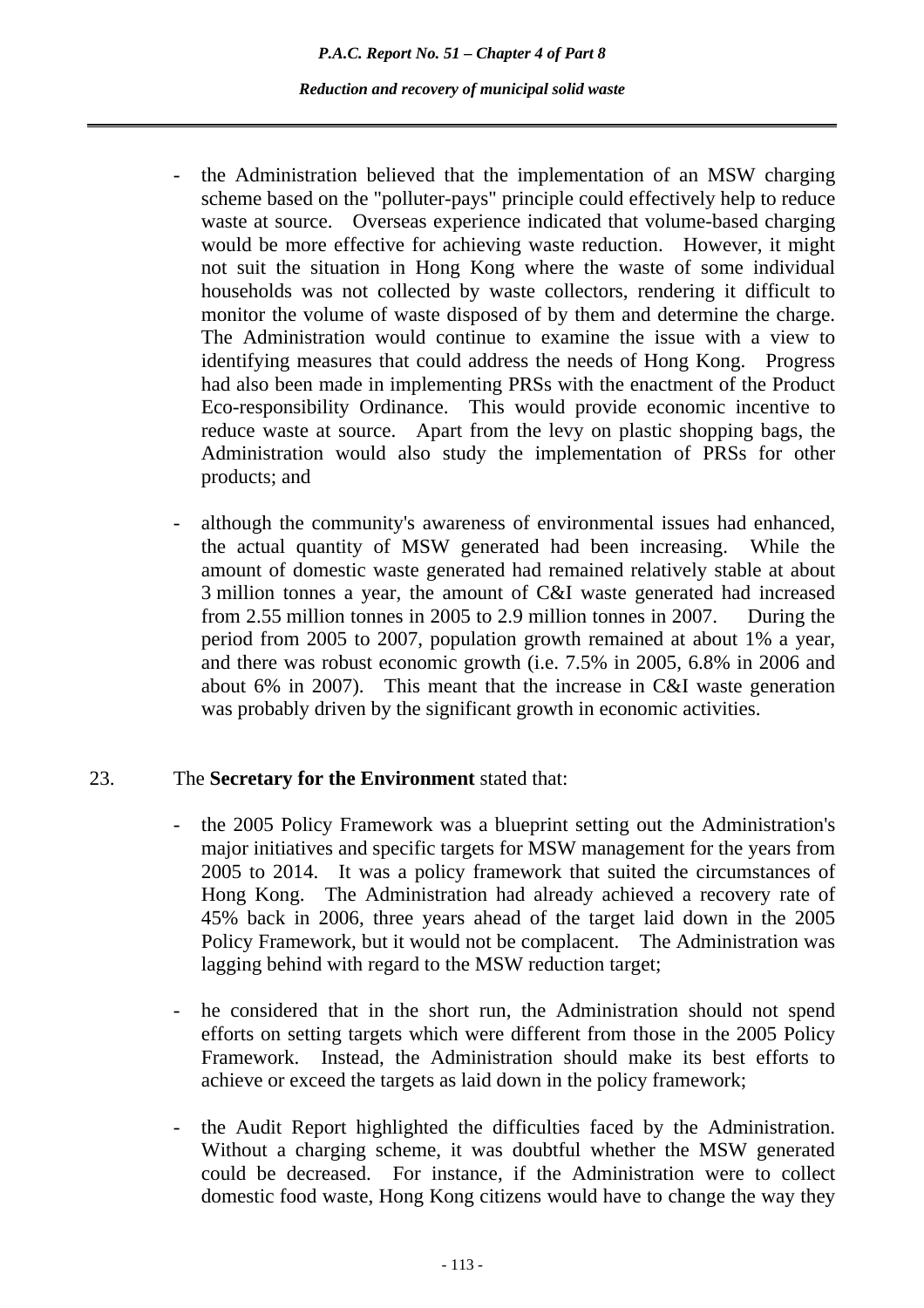- the Administration believed that the implementation of an MSW charging scheme based on the "polluter-pays" principle could effectively help to reduce waste at source. Overseas experience indicated that volume-based charging would be more effective for achieving waste reduction. However, it might not suit the situation in Hong Kong where the waste of some individual households was not collected by waste collectors, rendering it difficult to monitor the volume of waste disposed of by them and determine the charge. The Administration would continue to examine the issue with a view to identifying measures that could address the needs of Hong Kong. Progress had also been made in implementing PRSs with the enactment of the Product Eco-responsibility Ordinance. This would provide economic incentive to reduce waste at source. Apart from the levy on plastic shopping bags, the Administration would also study the implementation of PRSs for other products; and

- although the community's awareness of environmental issues had enhanced, the actual quantity of MSW generated had been increasing. While the amount of domestic waste generated had remained relatively stable at about 3 million tonnes a year, the amount of C&I waste generated had increased from 2.55 million tonnes in 2005 to 2.9 million tonnes in 2007. During the period from 2005 to 2007, population growth remained at about 1% a year, and there was robust economic growth (i.e. 7.5% in 2005, 6.8% in 2006 and about 6% in 2007). This meant that the increase in C&I waste generation was probably driven by the significant growth in economic activities.

23. The **Secretary for the Environment** stated that:

- the 2005 Policy Framework was a blueprint setting out the Administration's major initiatives and specific targets for MSW management for the years from 2005 to 2014. It was a policy framework that suited the circumstances of Hong Kong. The Administration had already achieved a recovery rate of 45% back in 2006, three years ahead of the target laid down in the 2005 Policy Framework, but it would not be complacent. The Administration was lagging behind with regard to the MSW reduction target;

- he considered that in the short run, the Administration should not spend efforts on setting targets which were different from those in the 2005 Policy Framework. Instead, the Administration should make its best efforts to achieve or exceed the targets as laid down in the policy framework;

- the Audit Report highlighted the difficulties faced by the Administration. Without a charging scheme, it was doubtful whether the MSW generated could be decreased. For instance, if the Administration were to collect domestic food waste, Hong Kong citizens would have to change the way they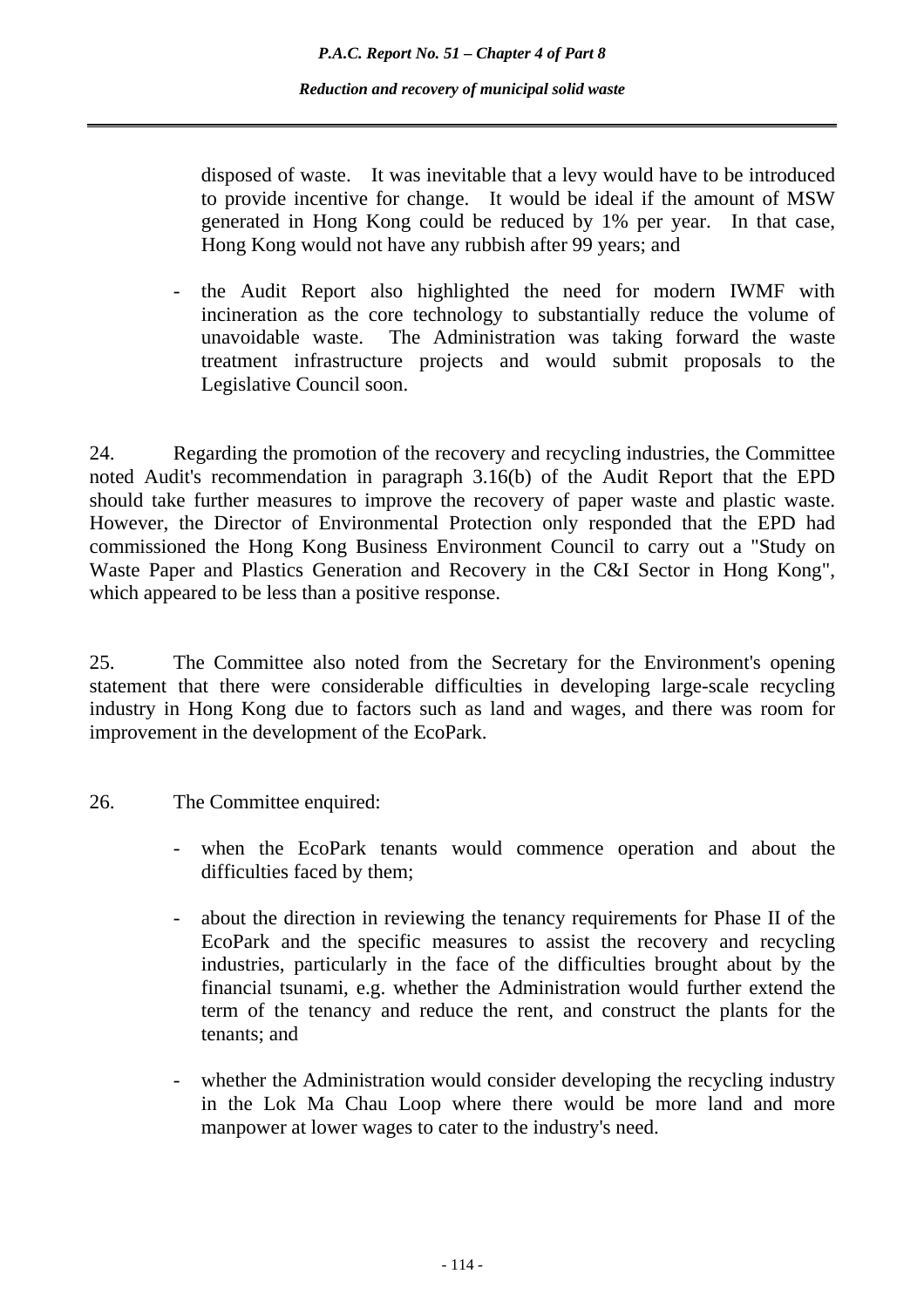disposed of waste. It was inevitable that a levy would have to be introduced to provide incentive for change. It would be ideal if the amount of MSW generated in Hong Kong could be reduced by 1% per year. In that case, Hong Kong would not have any rubbish after 99 years; and

- the Audit Report also highlighted the need for modern IWMF with incineration as the core technology to substantially reduce the volume of unavoidable waste. The Administration was taking forward the waste treatment infrastructure projects and would submit proposals to the Legislative Council soon.

24. Regarding the promotion of the recovery and recycling industries, the Committee noted Audit's recommendation in paragraph 3.16(b) of the Audit Report that the EPD should take further measures to improve the recovery of paper waste and plastic waste. However, the Director of Environmental Protection only responded that the EPD had commissioned the Hong Kong Business Environment Council to carry out a "Study on Waste Paper and Plastics Generation and Recovery in the C&I Sector in Hong Kong", which appeared to be less than a positive response.

25. The Committee also noted from the Secretary for the Environment's opening statement that there were considerable difficulties in developing large-scale recycling industry in Hong Kong due to factors such as land and wages, and there was room for improvement in the development of the EcoPark.

26. The Committee enquired:

- when the EcoPark tenants would commence operation and about the difficulties faced by them;

- about the direction in reviewing the tenancy requirements for Phase II of the EcoPark and the specific measures to assist the recovery and recycling industries, particularly in the face of the difficulties brought about by the financial tsunami, e.g. whether the Administration would further extend the term of the tenancy and reduce the rent, and construct the plants for the tenants; and

- whether the Administration would consider developing the recycling industry in the Lok Ma Chau Loop where there would be more land and more manpower at lower wages to cater to the industry's need.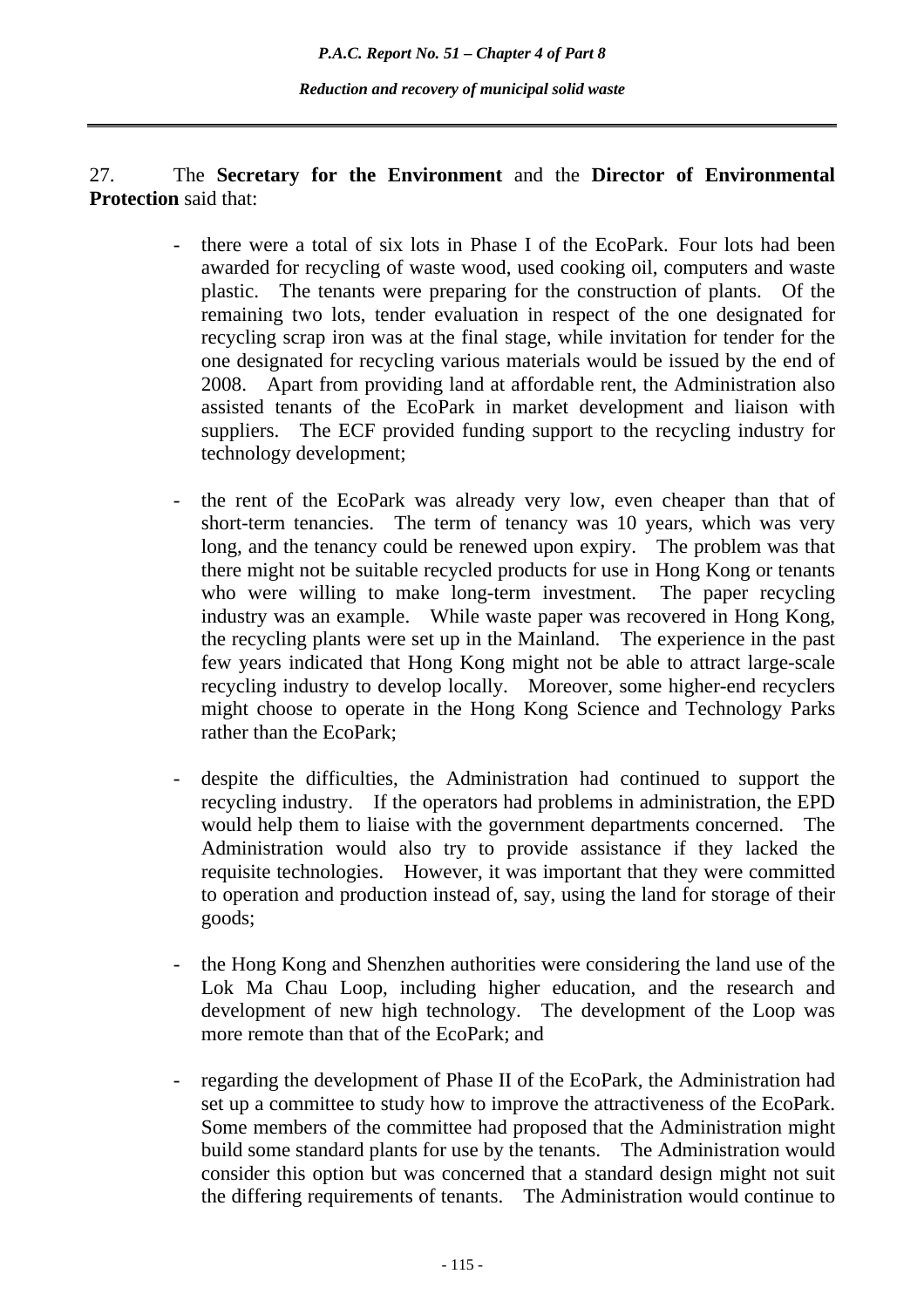27. The **Secretary for the Environment** and the **Director of Environmental Protection** said that:

- there were a total of six lots in Phase I of the EcoPark. Four lots had been awarded for recycling of waste wood, used cooking oil, computers and waste plastic. The tenants were preparing for the construction of plants. Of the remaining two lots, tender evaluation in respect of the one designated for recycling scrap iron was at the final stage, while invitation for tender for the one designated for recycling various materials would be issued by the end of 2008. Apart from providing land at affordable rent, the Administration also assisted tenants of the EcoPark in market development and liaison with suppliers. The ECF provided funding support to the recycling industry for technology development;

- the rent of the EcoPark was already very low, even cheaper than that of short-term tenancies. The term of tenancy was 10 years, which was very long, and the tenancy could be renewed upon expiry. The problem was that there might not be suitable recycled products for use in Hong Kong or tenants who were willing to make long-term investment. The paper recycling industry was an example. While waste paper was recovered in Hong Kong, the recycling plants were set up in the Mainland. The experience in the past few years indicated that Hong Kong might not be able to attract large-scale recycling industry to develop locally. Moreover, some higher-end recyclers might choose to operate in the Hong Kong Science and Technology Parks rather than the EcoPark;

- despite the difficulties, the Administration had continued to support the recycling industry. If the operators had problems in administration, the EPD would help them to liaise with the government departments concerned. The Administration would also try to provide assistance if they lacked the requisite technologies. However, it was important that they were committed to operation and production instead of, say, using the land for storage of their goods;

- the Hong Kong and Shenzhen authorities were considering the land use of the Lok Ma Chau Loop, including higher education, and the research and development of new high technology. The development of the Loop was more remote than that of the EcoPark; and

- regarding the development of Phase II of the EcoPark, the Administration had set up a committee to study how to improve the attractiveness of the EcoPark. Some members of the committee had proposed that the Administration might build some standard plants for use by the tenants. The Administration would consider this option but was concerned that a standard design might not suit the differing requirements of tenants. The Administration would continue to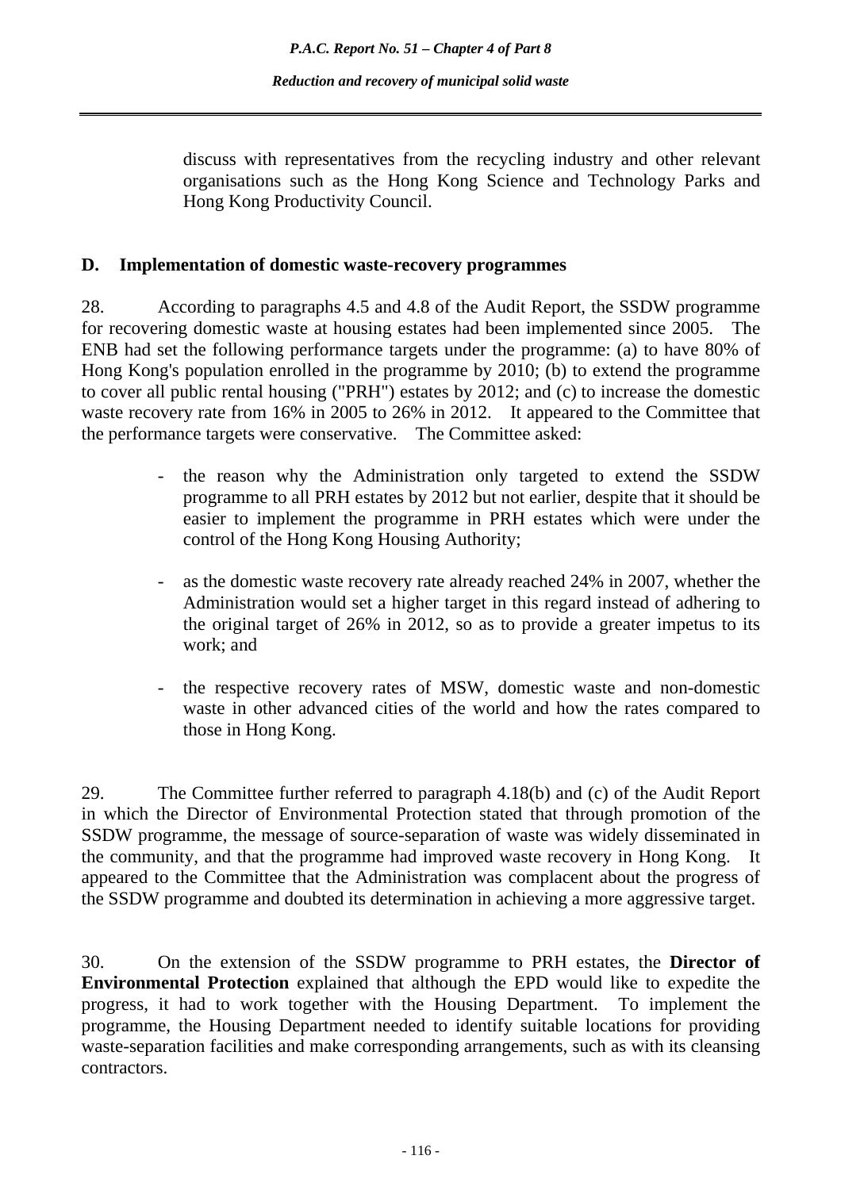discuss with representatives from the recycling industry and other relevant organisations such as the Hong Kong Science and Technology Parks and Hong Kong Productivity Council.

## D. Implementation of domestic waste-recovery programmes

28. According to paragraphs 4.5 and 4.8 of the Audit Report, the SSDW programme for recovering domestic waste at housing estates had been implemented since 2005. The ENB had set the following performance targets under the programme: (a) to have 80% of Hong Kong's population enrolled in the programme by 2010; (b) to extend the programme to cover all public rental housing ("PRH") estates by 2012; and (c) to increase the domestic waste recovery rate from 16% in 2005 to 26% in 2012. It appeared to the Committee that the performance targets were conservative. The Committee asked:

- the reason why the Administration only targeted to extend the SSDW programme to all PRH estates by 2012 but not earlier, despite that it should be easier to implement the programme in PRH estates which were under the control of the Hong Kong Housing Authority;
- as the domestic waste recovery rate already reached 24% in 2007, whether the Administration would set a higher target in this regard instead of adhering to the original target of 26% in 2012, so as to provide a greater impetus to its work; and
- the respective recovery rates of MSW, domestic waste and non-domestic waste in other advanced cities of the world and how the rates compared to those in Hong Kong.

29. The Committee further referred to paragraph 4.18(b) and (c) of the Audit Report in which the Director of Environmental Protection stated that through promotion of the SSDW programme, the message of source-separation of waste was widely disseminated in the community, and that the programme had improved waste recovery in Hong Kong. It appeared to the Committee that the Administration was complacent about the progress of the SSDW programme and doubted its determination in achieving a more aggressive target.

30. On the extension of the SSDW programme to PRH estates, the **Director of Environmental Protection** explained that although the EPD would like to expedite the progress, it had to work together with the Housing Department. To implement the programme, the Housing Department needed to identify suitable locations for providing waste-separation facilities and make corresponding arrangements, such as with its cleansing contractors.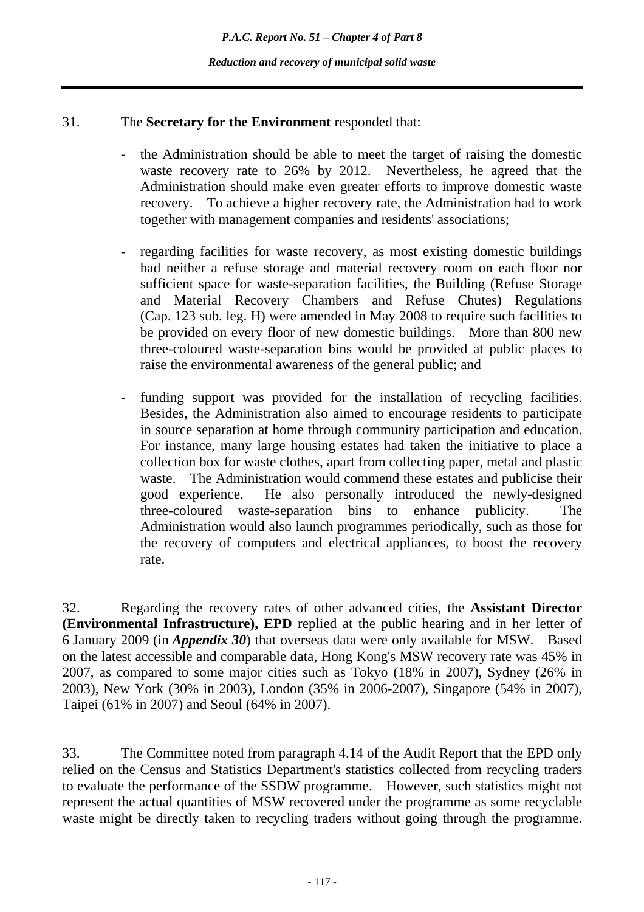31. The **Secretary for the Environment** responded that:

- the Administration should be able to meet the target of raising the domestic waste recovery rate to 26% by 2012. Nevertheless, he agreed that the Administration should make even greater efforts to improve domestic waste recovery. To achieve a higher recovery rate, the Administration had to work together with management companies and residents' associations;

- regarding facilities for waste recovery, as most existing domestic buildings had neither a refuse storage and material recovery room on each floor nor sufficient space for waste-separation facilities, the Building (Refuse Storage and Material Recovery Chambers and Refuse Chutes) Regulations (Cap. 123 sub. leg. H) were amended in May 2008 to require such facilities to be provided on every floor of new domestic buildings. More than 800 new three-coloured waste-separation bins would be provided at public places to raise the environmental awareness of the general public; and

- funding support was provided for the installation of recycling facilities. Besides, the Administration also aimed to encourage residents to participate in source separation at home through community participation and education. For instance, many large housing estates had taken the initiative to place a collection box for waste clothes, apart from collecting paper, metal and plastic waste. The Administration would commend these estates and publicise their good experience. He also personally introduced the newly-designed three-coloured waste-separation bins to enhance publicity. The Administration would also launch programmes periodically, such as those for the recovery of computers and electrical appliances, to boost the recovery rate.

32. Regarding the recovery rates of other advanced cities, the **Assistant Director (Environmental Infrastructure), EPD** replied at the public hearing and in her letter of 6 January 2009 (in ***Appendix 30***) that overseas data were only available for MSW. Based on the latest accessible and comparable data, Hong Kong's MSW recovery rate was 45% in 2007, as compared to some major cities such as Tokyo (18% in 2007), Sydney (26% in 2003), New York (30% in 2003), London (35% in 2006-2007), Singapore (54% in 2007), Taipei (61% in 2007) and Seoul (64% in 2007).

33. The Committee noted from paragraph 4.14 of the Audit Report that the EPD only relied on the Census and Statistics Department's statistics collected from recycling traders to evaluate the performance of the SSDW programme. However, such statistics might not represent the actual quantities of MSW recovered under the programme as some recyclable waste might be directly taken to recycling traders without going through the programme.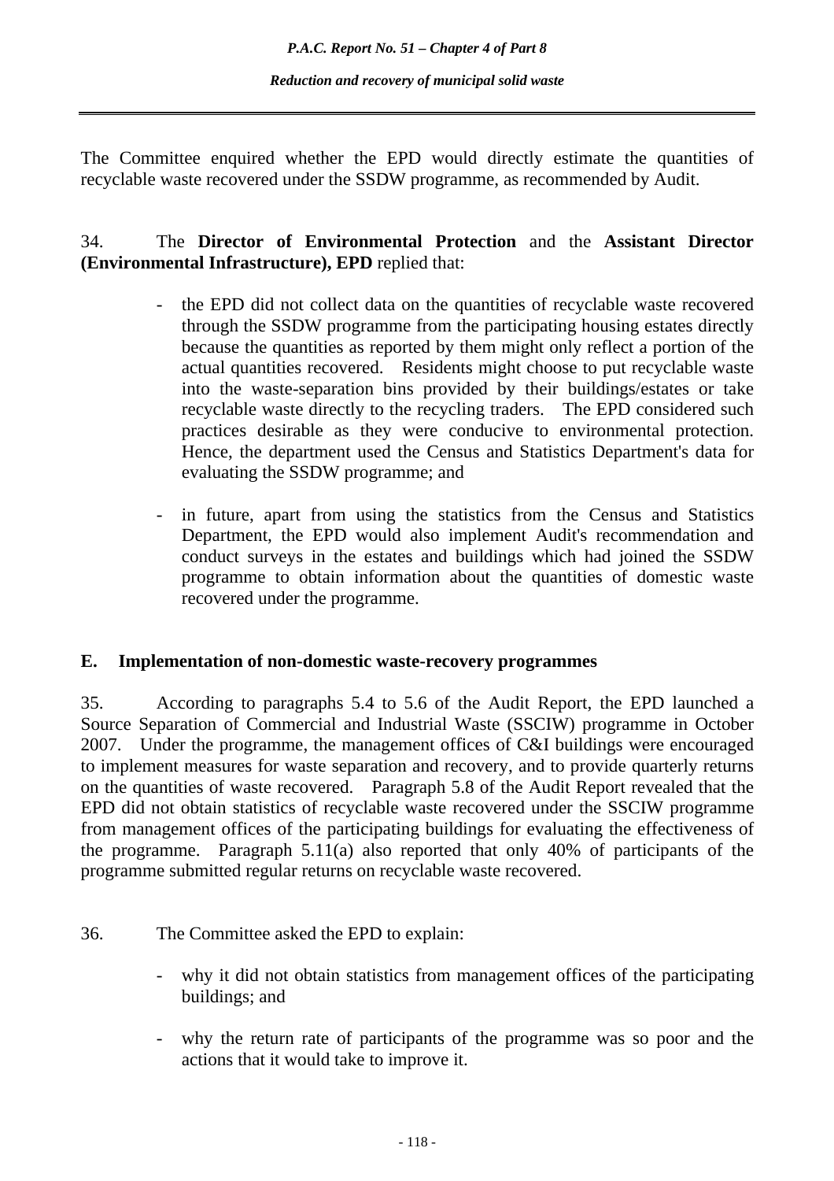The Committee enquired whether the EPD would directly estimate the quantities of recyclable waste recovered under the SSDW programme, as recommended by Audit.

34. The **Director of Environmental Protection** and the **Assistant Director (Environmental Infrastructure), EPD** replied that:

- the EPD did not collect data on the quantities of recyclable waste recovered through the SSDW programme from the participating housing estates directly because the quantities as reported by them might only reflect a portion of the actual quantities recovered. Residents might choose to put recyclable waste into the waste-separation bins provided by their buildings/estates or take recyclable waste directly to the recycling traders. The EPD considered such practices desirable as they were conducive to environmental protection. Hence, the department used the Census and Statistics Department's data for evaluating the SSDW programme; and

- in future, apart from using the statistics from the Census and Statistics Department, the EPD would also implement Audit's recommendation and conduct surveys in the estates and buildings which had joined the SSDW programme to obtain information about the quantities of domestic waste recovered under the programme.

## E. Implementation of non-domestic waste-recovery programmes

35. According to paragraphs 5.4 to 5.6 of the Audit Report, the EPD launched a Source Separation of Commercial and Industrial Waste (SSCIW) programme in October 2007. Under the programme, the management offices of C&I buildings were encouraged to implement measures for waste separation and recovery, and to provide quarterly returns on the quantities of waste recovered. Paragraph 5.8 of the Audit Report revealed that the EPD did not obtain statistics of recyclable waste recovered under the SSCIW programme from management offices of the participating buildings for evaluating the effectiveness of the programme. Paragraph 5.11(a) also reported that only 40% of participants of the programme submitted regular returns on recyclable waste recovered.

36. The Committee asked the EPD to explain:

- why it did not obtain statistics from management offices of the participating buildings; and

- why the return rate of participants of the programme was so poor and the actions that it would take to improve it.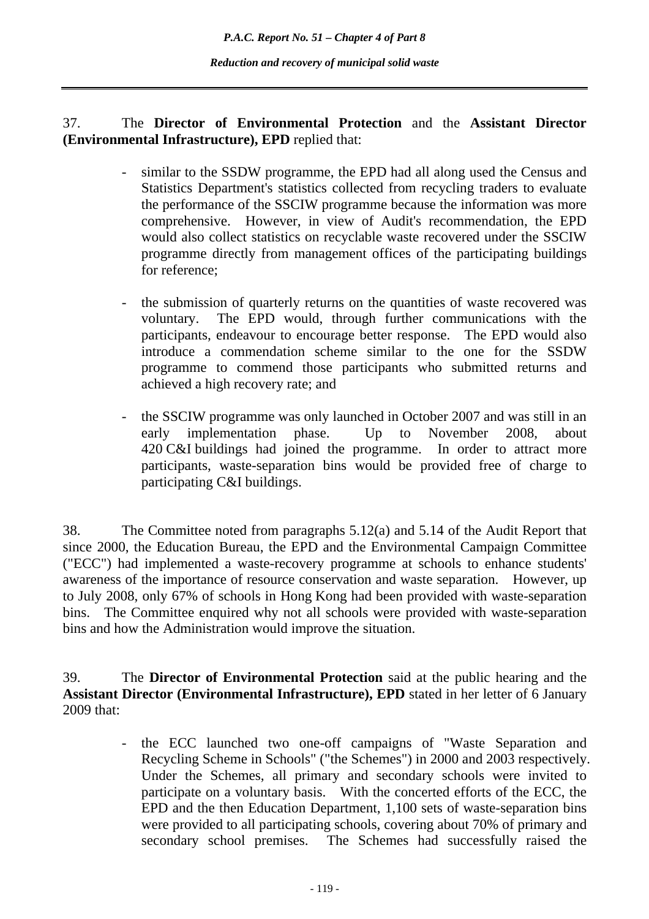37. The **Director of Environmental Protection** and the **Assistant Director (Environmental Infrastructure), EPD** replied that:

- similar to the SSDW programme, the EPD had all along used the Census and Statistics Department's statistics collected from recycling traders to evaluate the performance of the SSCIW programme because the information was more comprehensive. However, in view of Audit's recommendation, the EPD would also collect statistics on recyclable waste recovered under the SSCIW programme directly from management offices of the participating buildings for reference;

- the submission of quarterly returns on the quantities of waste recovered was voluntary. The EPD would, through further communications with the participants, endeavour to encourage better response. The EPD would also introduce a commendation scheme similar to the one for the SSDW programme to commend those participants who submitted returns and achieved a high recovery rate; and

- the SSCIW programme was only launched in October 2007 and was still in an early implementation phase. Up to November 2008, about 420 C&I buildings had joined the programme. In order to attract more participants, waste-separation bins would be provided free of charge to participating C&I buildings.

38. The Committee noted from paragraphs 5.12(a) and 5.14 of the Audit Report that since 2000, the Education Bureau, the EPD and the Environmental Campaign Committee ("ECC") had implemented a waste-recovery programme at schools to enhance students' awareness of the importance of resource conservation and waste separation. However, up to July 2008, only 67% of schools in Hong Kong had been provided with waste-separation bins. The Committee enquired why not all schools were provided with waste-separation bins and how the Administration would improve the situation.

39. The **Director of Environmental Protection** said at the public hearing and the **Assistant Director (Environmental Infrastructure), EPD** stated in her letter of 6 January 2009 that:

- the ECC launched two one-off campaigns of "Waste Separation and Recycling Scheme in Schools" ("the Schemes") in 2000 and 2003 respectively. Under the Schemes, all primary and secondary schools were invited to participate on a voluntary basis. With the concerted efforts of the ECC, the EPD and the then Education Department, 1,100 sets of waste-separation bins were provided to all participating schools, covering about 70% of primary and secondary school premises. The Schemes had successfully raised the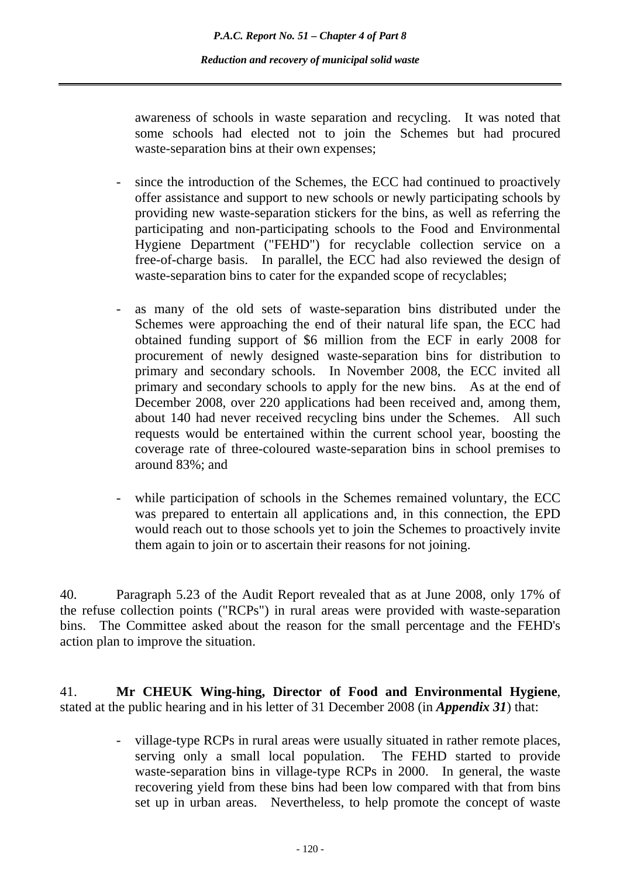awareness of schools in waste separation and recycling. It was noted that some schools had elected not to join the Schemes but had procured waste-separation bins at their own expenses;

- since the introduction of the Schemes, the ECC had continued to proactively offer assistance and support to new schools or newly participating schools by providing new waste-separation stickers for the bins, as well as referring the participating and non-participating schools to the Food and Environmental Hygiene Department ("FEHD") for recyclable collection service on a free-of-charge basis. In parallel, the ECC had also reviewed the design of waste-separation bins to cater for the expanded scope of recyclables;

- as many of the old sets of waste-separation bins distributed under the Schemes were approaching the end of their natural life span, the ECC had obtained funding support of $6 million from the ECF in early 2008 for procurement of newly designed waste-separation bins for distribution to primary and secondary schools. In November 2008, the ECC invited all primary and secondary schools to apply for the new bins. As at the end of December 2008, over 220 applications had been received and, among them, about 140 had never received recycling bins under the Schemes. All such requests would be entertained within the current school year, boosting the coverage rate of three-coloured waste-separation bins in school premises to around 83%; and

- while participation of schools in the Schemes remained voluntary, the ECC was prepared to entertain all applications and, in this connection, the EPD would reach out to those schools yet to join the Schemes to proactively invite them again to join or to ascertain their reasons for not joining.

40. Paragraph 5.23 of the Audit Report revealed that as at June 2008, only 17% of the refuse collection points ("RCPs") in rural areas were provided with waste-separation bins. The Committee asked about the reason for the small percentage and the FEHD's action plan to improve the situation.

41. **Mr CHEUK Wing-hing, Director of Food and Environmental Hygiene**, stated at the public hearing and in his letter of 31 December 2008 (in ***Appendix 31***) that:

- village-type RCPs in rural areas were usually situated in rather remote places, serving only a small local population. The FEHD started to provide waste-separation bins in village-type RCPs in 2000. In general, the waste recovering yield from these bins had been low compared with that from bins set up in urban areas. Nevertheless, to help promote the concept of waste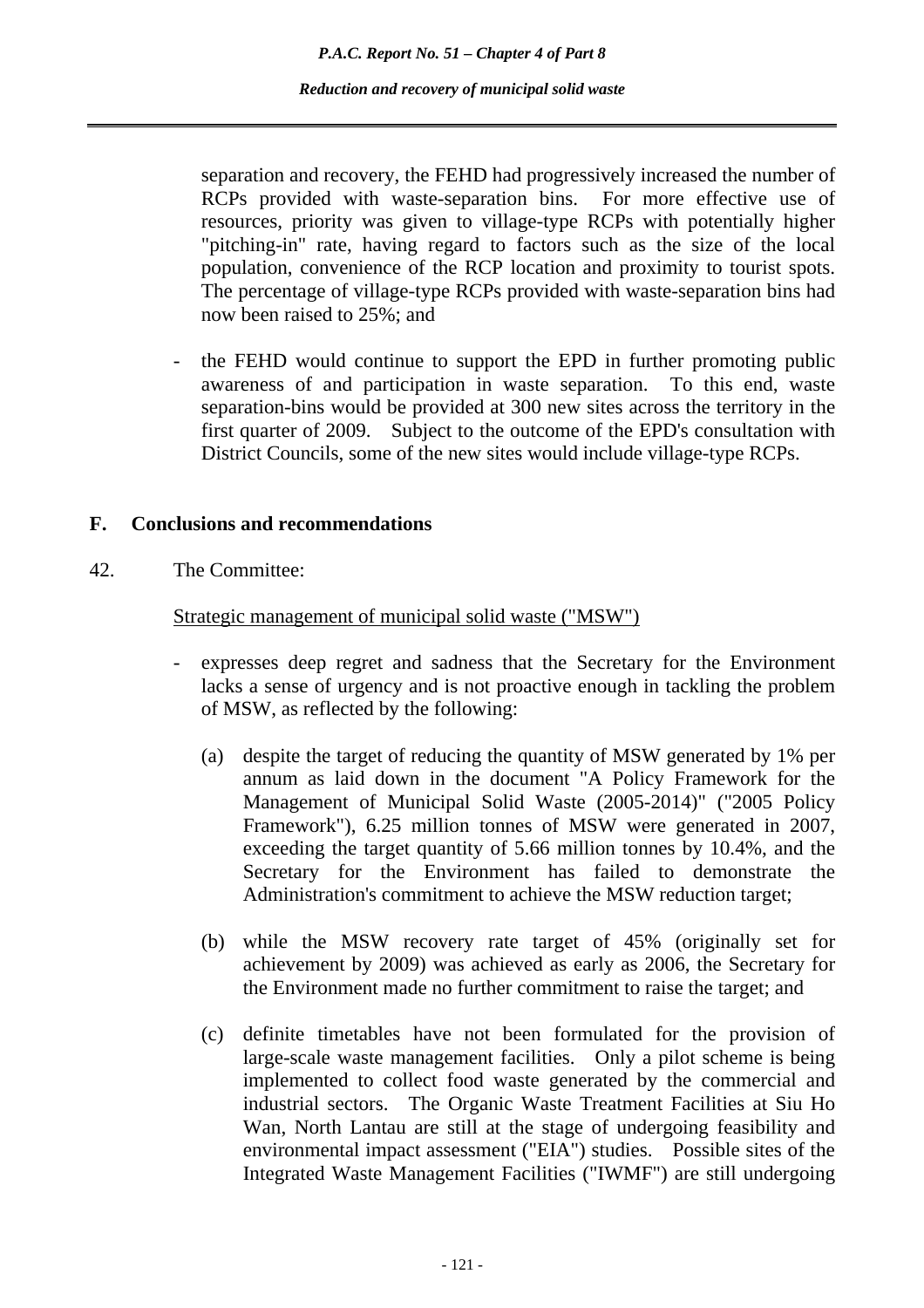separation and recovery, the FEHD had progressively increased the number of RCPs provided with waste-separation bins. For more effective use of resources, priority was given to village-type RCPs with potentially higher "pitching-in" rate, having regard to factors such as the size of the local population, convenience of the RCP location and proximity to tourist spots. The percentage of village-type RCPs provided with waste-separation bins had now been raised to 25%; and

- the FEHD would continue to support the EPD in further promoting public awareness of and participation in waste separation. To this end, waste separation-bins would be provided at 300 new sites across the territory in the first quarter of 2009. Subject to the outcome of the EPD's consultation with District Councils, some of the new sites would include village-type RCPs.

## F. Conclusions and recommendations

42. The Committee:

<u>Strategic management of municipal solid waste ("MSW")</u>

- expresses deep regret and sadness that the Secretary for the Environment lacks a sense of urgency and is not proactive enough in tackling the problem of MSW, as reflected by the following:

  (a) despite the target of reducing the quantity of MSW generated by 1% per annum as laid down in the document "A Policy Framework for the Management of Municipal Solid Waste (2005-2014)" ("2005 Policy Framework"), 6.25 million tonnes of MSW were generated in 2007, exceeding the target quantity of 5.66 million tonnes by 10.4%, and the Secretary for the Environment has failed to demonstrate the Administration's commitment to achieve the MSW reduction target;

  (b) while the MSW recovery rate target of 45% (originally set for achievement by 2009) was achieved as early as 2006, the Secretary for the Environment made no further commitment to raise the target; and

  (c) definite timetables have not been formulated for the provision of large-scale waste management facilities. Only a pilot scheme is being implemented to collect food waste generated by the commercial and industrial sectors. The Organic Waste Treatment Facilities at Siu Ho Wan, North Lantau are still at the stage of undergoing feasibility and environmental impact assessment ("EIA") studies. Possible sites of the Integrated Waste Management Facilities ("IWMF") are still undergoing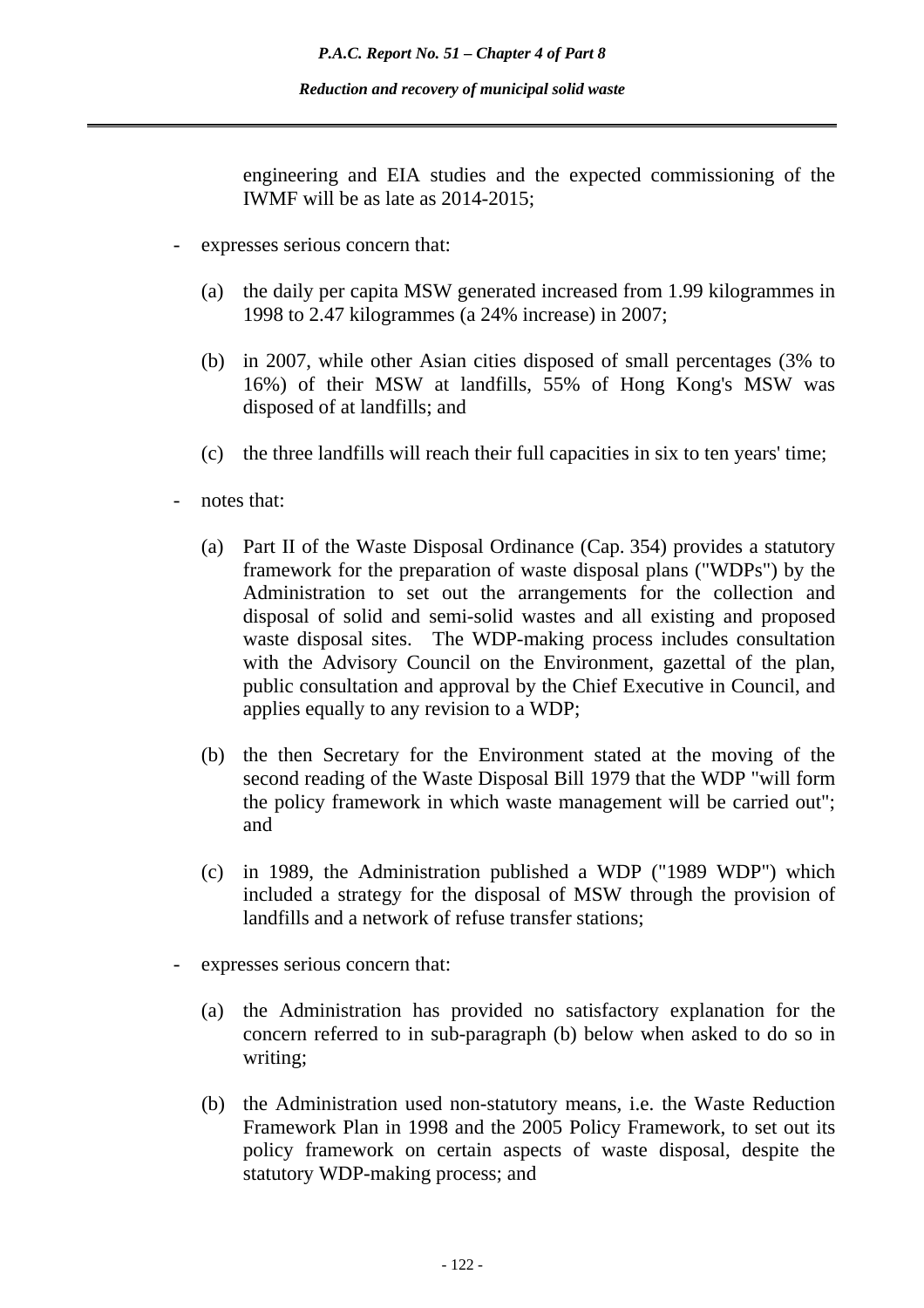engineering and EIA studies and the expected commissioning of the IWMF will be as late as 2014-2015;

- expresses serious concern that:

  (a) the daily per capita MSW generated increased from 1.99 kilogrammes in 1998 to 2.47 kilogrammes (a 24% increase) in 2007;

  (b) in 2007, while other Asian cities disposed of small percentages (3% to 16%) of their MSW at landfills, 55% of Hong Kong's MSW was disposed of at landfills; and

  (c) the three landfills will reach their full capacities in six to ten years' time;

- notes that:

  (a) Part II of the Waste Disposal Ordinance (Cap. 354) provides a statutory framework for the preparation of waste disposal plans ("WDPs") by the Administration to set out the arrangements for the collection and disposal of solid and semi-solid wastes and all existing and proposed waste disposal sites. The WDP-making process includes consultation with the Advisory Council on the Environment, gazettal of the plan, public consultation and approval by the Chief Executive in Council, and applies equally to any revision to a WDP;

  (b) the then Secretary for the Environment stated at the moving of the second reading of the Waste Disposal Bill 1979 that the WDP "will form the policy framework in which waste management will be carried out"; and

  (c) in 1989, the Administration published a WDP ("1989 WDP") which included a strategy for the disposal of MSW through the provision of landfills and a network of refuse transfer stations;

- expresses serious concern that:

  (a) the Administration has provided no satisfactory explanation for the concern referred to in sub-paragraph (b) below when asked to do so in writing;

  (b) the Administration used non-statutory means, i.e. the Waste Reduction Framework Plan in 1998 and the 2005 Policy Framework, to set out its policy framework on certain aspects of waste disposal, despite the statutory WDP-making process; and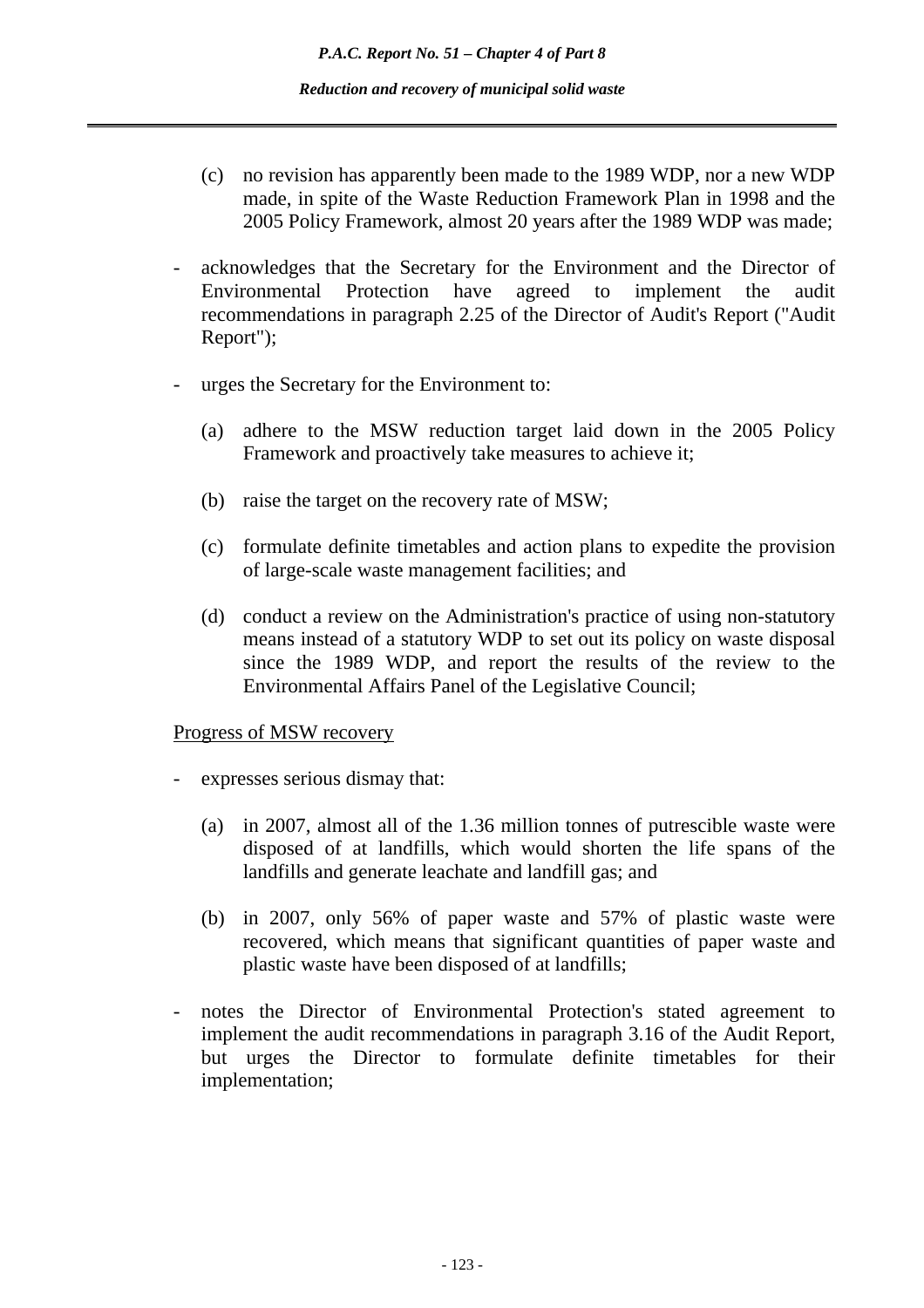(c) no revision has apparently been made to the 1989 WDP, nor a new WDP made, in spite of the Waste Reduction Framework Plan in 1998 and the 2005 Policy Framework, almost 20 years after the 1989 WDP was made;

- acknowledges that the Secretary for the Environment and the Director of Environmental Protection have agreed to implement the audit recommendations in paragraph 2.25 of the Director of Audit's Report ("Audit Report");

- urges the Secretary for the Environment to:

  (a) adhere to the MSW reduction target laid down in the 2005 Policy Framework and proactively take measures to achieve it;

  (b) raise the target on the recovery rate of MSW;

  (c) formulate definite timetables and action plans to expedite the provision of large-scale waste management facilities; and

  (d) conduct a review on the Administration's practice of using non-statutory means instead of a statutory WDP to set out its policy on waste disposal since the 1989 WDP, and report the results of the review to the Environmental Affairs Panel of the Legislative Council;

<u>Progress of MSW recovery</u>

- expresses serious dismay that:

  (a) in 2007, almost all of the 1.36 million tonnes of putrescible waste were disposed of at landfills, which would shorten the life spans of the landfills and generate leachate and landfill gas; and

  (b) in 2007, only 56% of paper waste and 57% of plastic waste were recovered, which means that significant quantities of paper waste and plastic waste have been disposed of at landfills;

- notes the Director of Environmental Protection's stated agreement to implement the audit recommendations in paragraph 3.16 of the Audit Report, but urges the Director to formulate definite timetables for their implementation;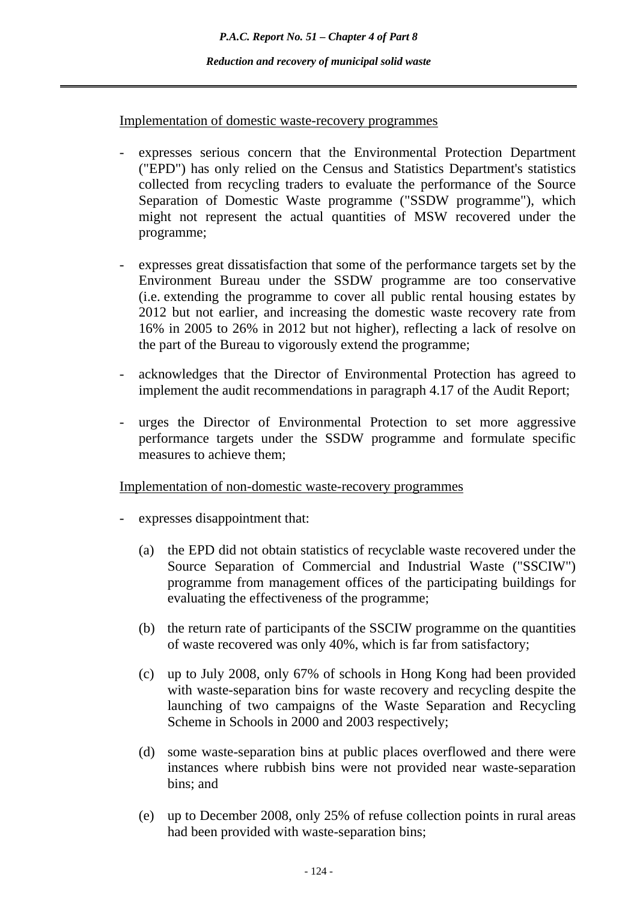Implementation of domestic waste-recovery programmes

- expresses serious concern that the Environmental Protection Department ("EPD") has only relied on the Census and Statistics Department's statistics collected from recycling traders to evaluate the performance of the Source Separation of Domestic Waste programme ("SSDW programme"), which might not represent the actual quantities of MSW recovered under the programme;

- expresses great dissatisfaction that some of the performance targets set by the Environment Bureau under the SSDW programme are too conservative (i.e. extending the programme to cover all public rental housing estates by 2012 but not earlier, and increasing the domestic waste recovery rate from 16% in 2005 to 26% in 2012 but not higher), reflecting a lack of resolve on the part of the Bureau to vigorously extend the programme;

- acknowledges that the Director of Environmental Protection has agreed to implement the audit recommendations in paragraph 4.17 of the Audit Report;

- urges the Director of Environmental Protection to set more aggressive performance targets under the SSDW programme and formulate specific measures to achieve them;

Implementation of non-domestic waste-recovery programmes

- expresses disappointment that:

  (a) the EPD did not obtain statistics of recyclable waste recovered under the Source Separation of Commercial and Industrial Waste ("SSCIW") programme from management offices of the participating buildings for evaluating the effectiveness of the programme;

  (b) the return rate of participants of the SSCIW programme on the quantities of waste recovered was only 40%, which is far from satisfactory;

  (c) up to July 2008, only 67% of schools in Hong Kong had been provided with waste-separation bins for waste recovery and recycling despite the launching of two campaigns of the Waste Separation and Recycling Scheme in Schools in 2000 and 2003 respectively;

  (d) some waste-separation bins at public places overflowed and there were instances where rubbish bins were not provided near waste-separation bins; and

  (e) up to December 2008, only 25% of refuse collection points in rural areas had been provided with waste-separation bins;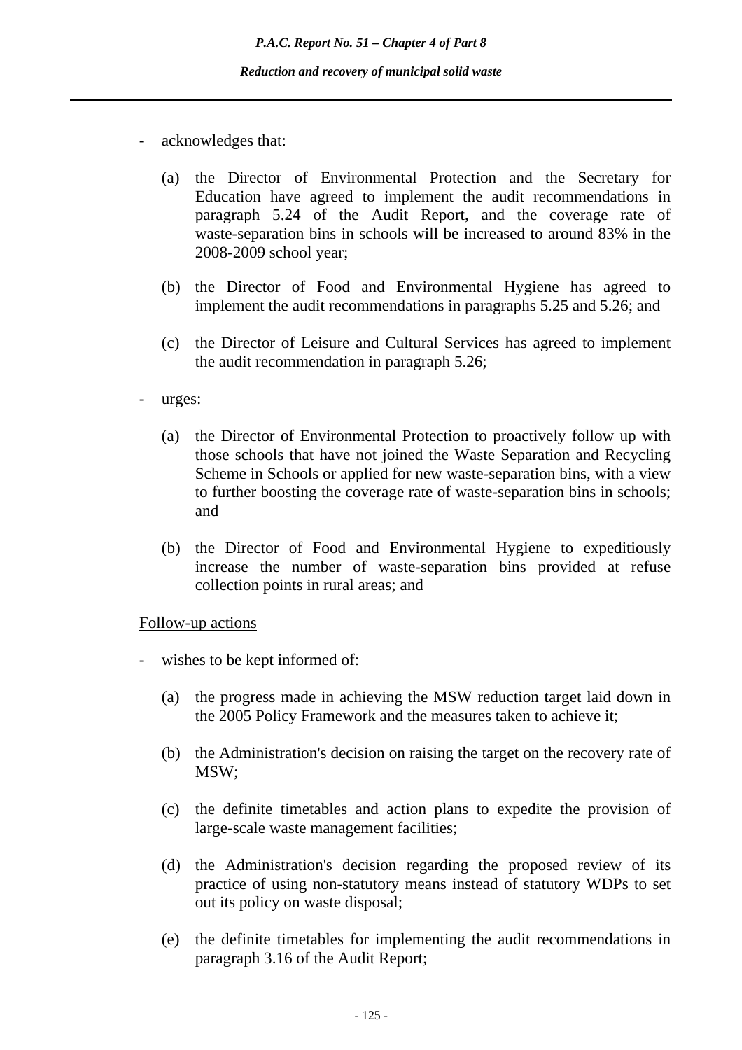- acknowledges that:

    (a) the Director of Environmental Protection and the Secretary for Education have agreed to implement the audit recommendations in paragraph 5.24 of the Audit Report, and the coverage rate of waste-separation bins in schools will be increased to around 83% in the 2008-2009 school year;

    (b) the Director of Food and Environmental Hygiene has agreed to implement the audit recommendations in paragraphs 5.25 and 5.26; and

    (c) the Director of Leisure and Cultural Services has agreed to implement the audit recommendation in paragraph 5.26;

- urges:

    (a) the Director of Environmental Protection to proactively follow up with those schools that have not joined the Waste Separation and Recycling Scheme in Schools or applied for new waste-separation bins, with a view to further boosting the coverage rate of waste-separation bins in schools; and

    (b) the Director of Food and Environmental Hygiene to expeditiously increase the number of waste-separation bins provided at refuse collection points in rural areas; and

<u>Follow-up actions</u>

- wishes to be kept informed of:

    (a) the progress made in achieving the MSW reduction target laid down in the 2005 Policy Framework and the measures taken to achieve it;

    (b) the Administration's decision on raising the target on the recovery rate of MSW;

    (c) the definite timetables and action plans to expedite the provision of large-scale waste management facilities;

    (d) the Administration's decision regarding the proposed review of its practice of using non-statutory means instead of statutory WDPs to set out its policy on waste disposal;

    (e) the definite timetables for implementing the audit recommendations in paragraph 3.16 of the Audit Report;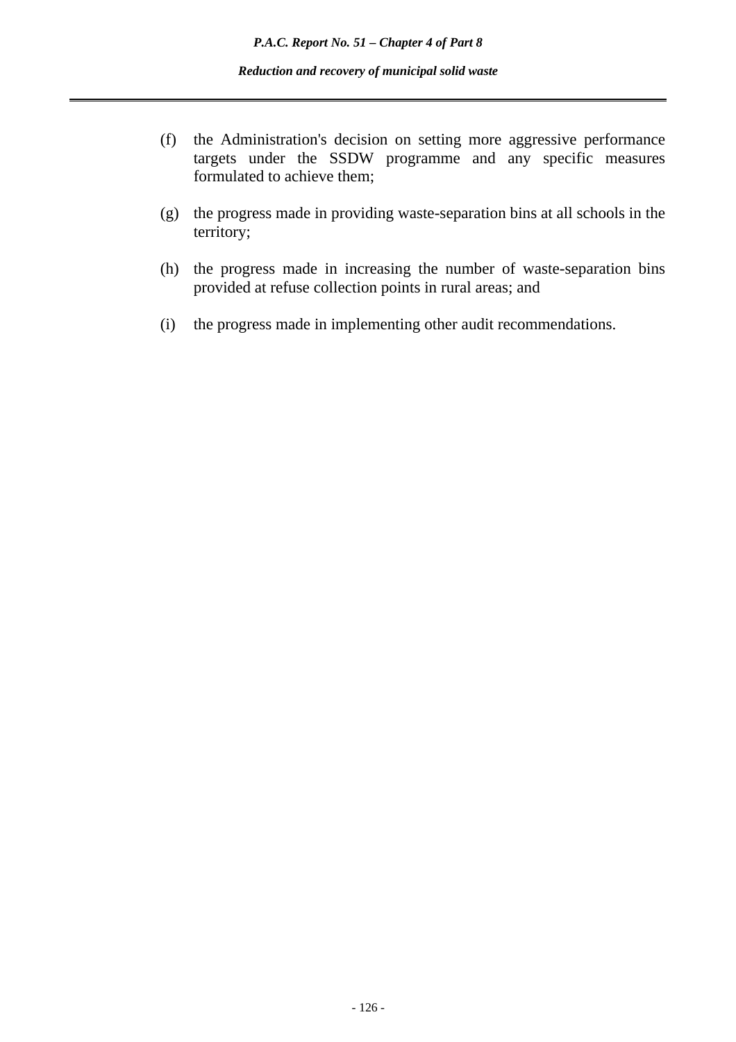(f) the Administration's decision on setting more aggressive performance targets under the SSDW programme and any specific measures formulated to achieve them;

(g) the progress made in providing waste-separation bins at all schools in the territory;

(h) the progress made in increasing the number of waste-separation bins provided at refuse collection points in rural areas; and

(i) the progress made in implementing other audit recommendations.